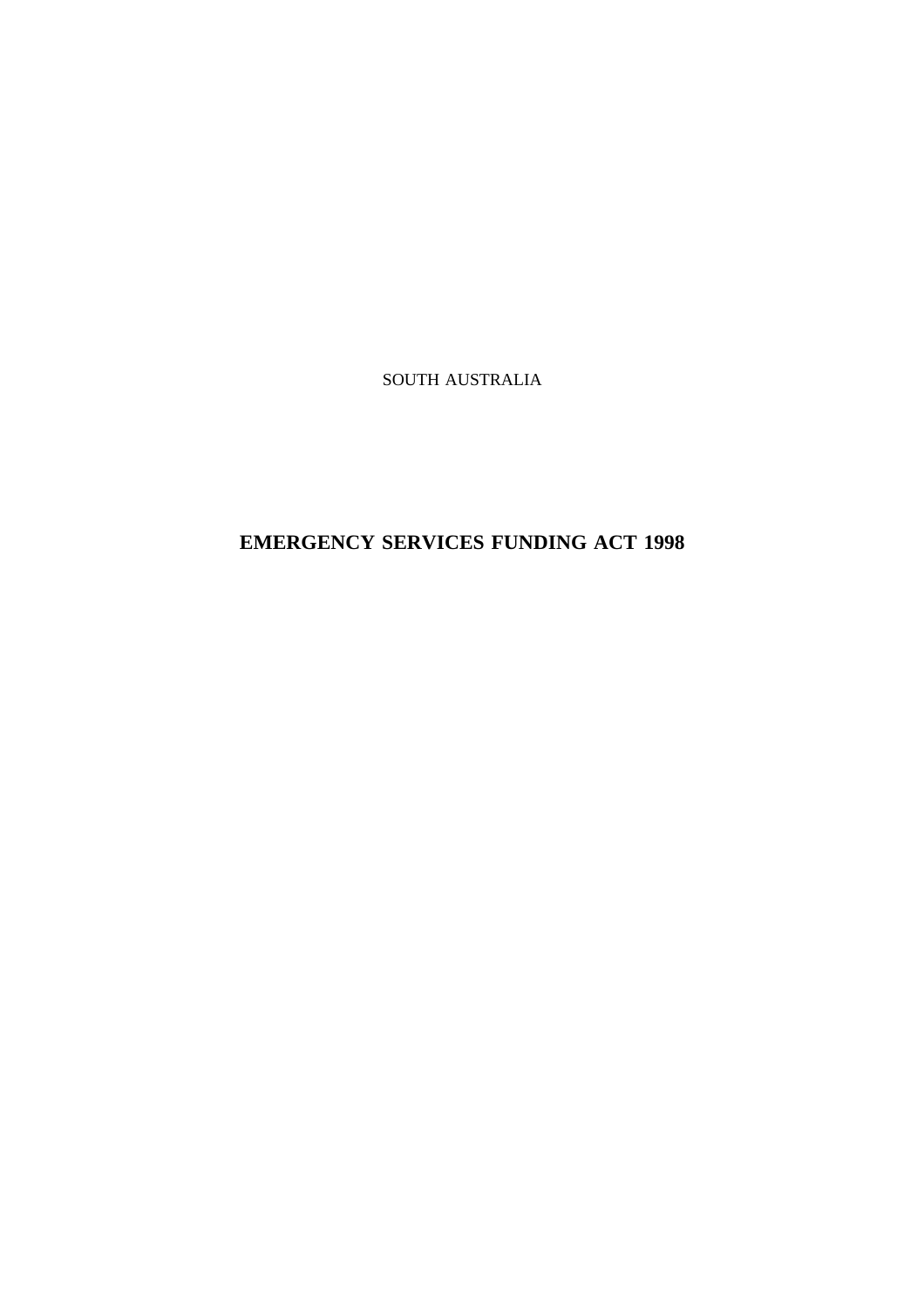SOUTH AUSTRALIA

# EMERGENCY SERVICES FUNDING ACT 1998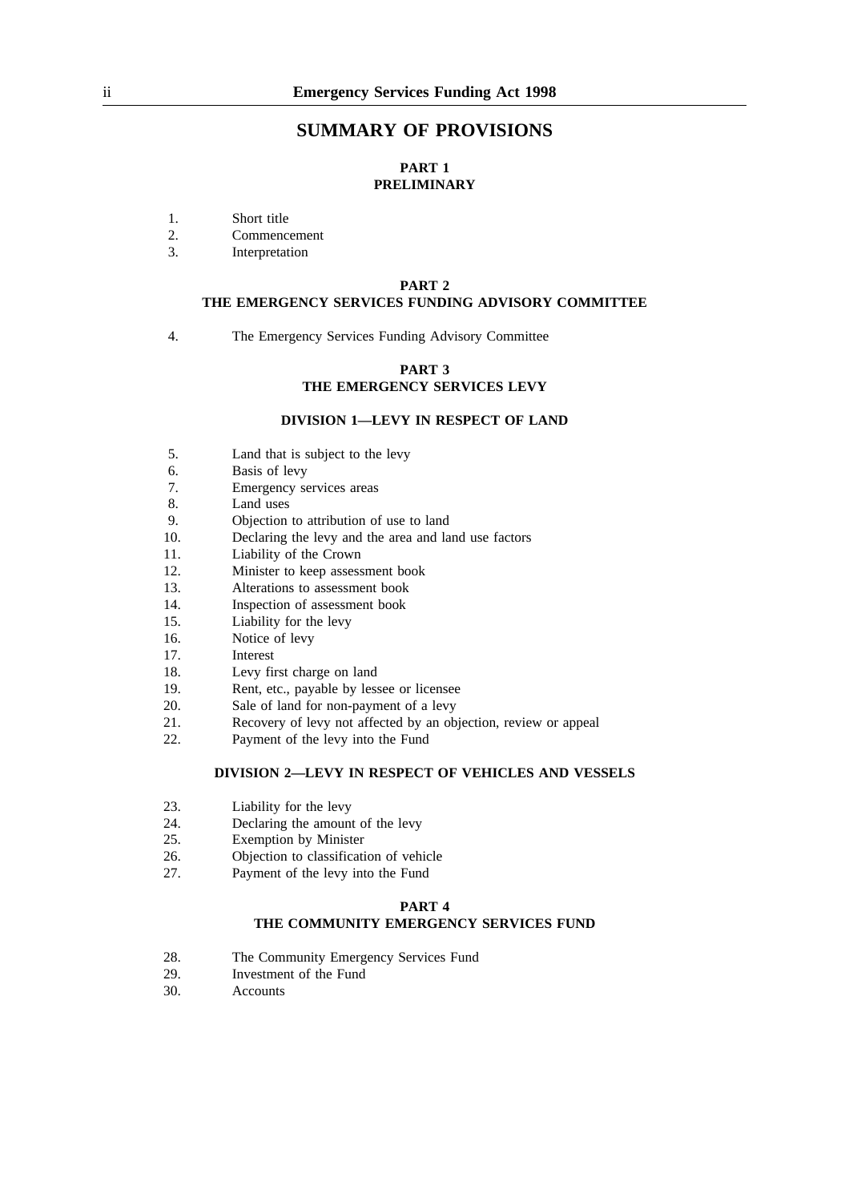# SUMMARY OF PROVISIONS

## PART 1
## PRELIMINARY

1. Short title
2. Commencement
3. Interpretation

## PART 2
## THE EMERGENCY SERVICES FUNDING ADVISORY COMMITTEE

4. The Emergency Services Funding Advisory Committee

## PART 3
## THE EMERGENCY SERVICES LEVY

### DIVISION 1—LEVY IN RESPECT OF LAND

5. Land that is subject to the levy
6. Basis of levy
7. Emergency services areas
8. Land uses
9. Objection to attribution of use to land
10. Declaring the levy and the area and land use factors
11. Liability of the Crown
12. Minister to keep assessment book
13. Alterations to assessment book
14. Inspection of assessment book
15. Liability for the levy
16. Notice of levy
17. Interest
18. Levy first charge on land
19. Rent, etc., payable by lessee or licensee
20. Sale of land for non-payment of a levy
21. Recovery of levy not affected by an objection, review or appeal
22. Payment of the levy into the Fund

### DIVISION 2—LEVY IN RESPECT OF VEHICLES AND VESSELS

23. Liability for the levy
24. Declaring the amount of the levy
25. Exemption by Minister
26. Objection to classification of vehicle
27. Payment of the levy into the Fund

## PART 4
## THE COMMUNITY EMERGENCY SERVICES FUND

28. The Community Emergency Services Fund
29. Investment of the Fund
30. Accounts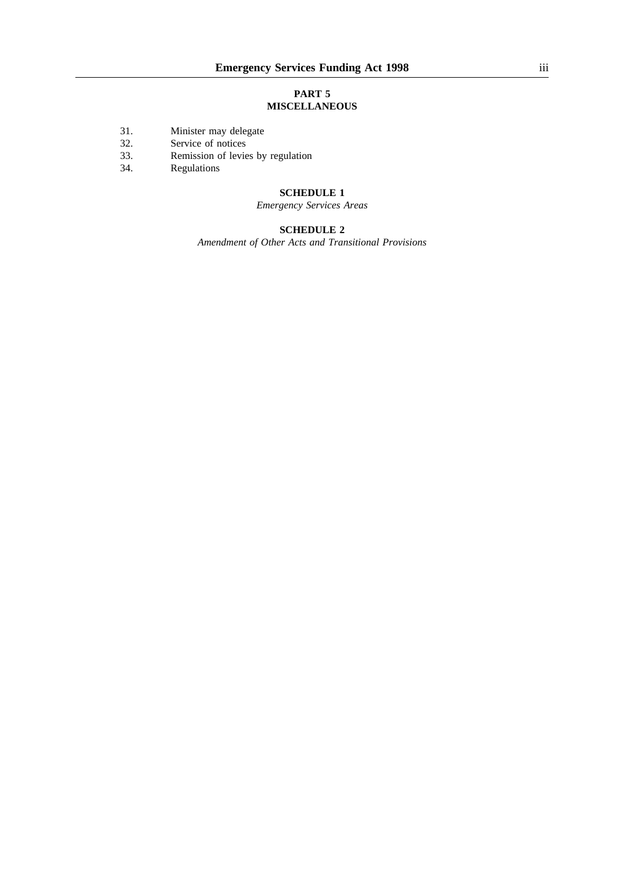## PART 5
## MISCELLANEOUS

31. Minister may delegate
32. Service of notices
33. Remission of levies by regulation
34. Regulations

**SCHEDULE 1**

*Emergency Services Areas*

**SCHEDULE 2**

*Amendment of Other Acts and Transitional Provisions*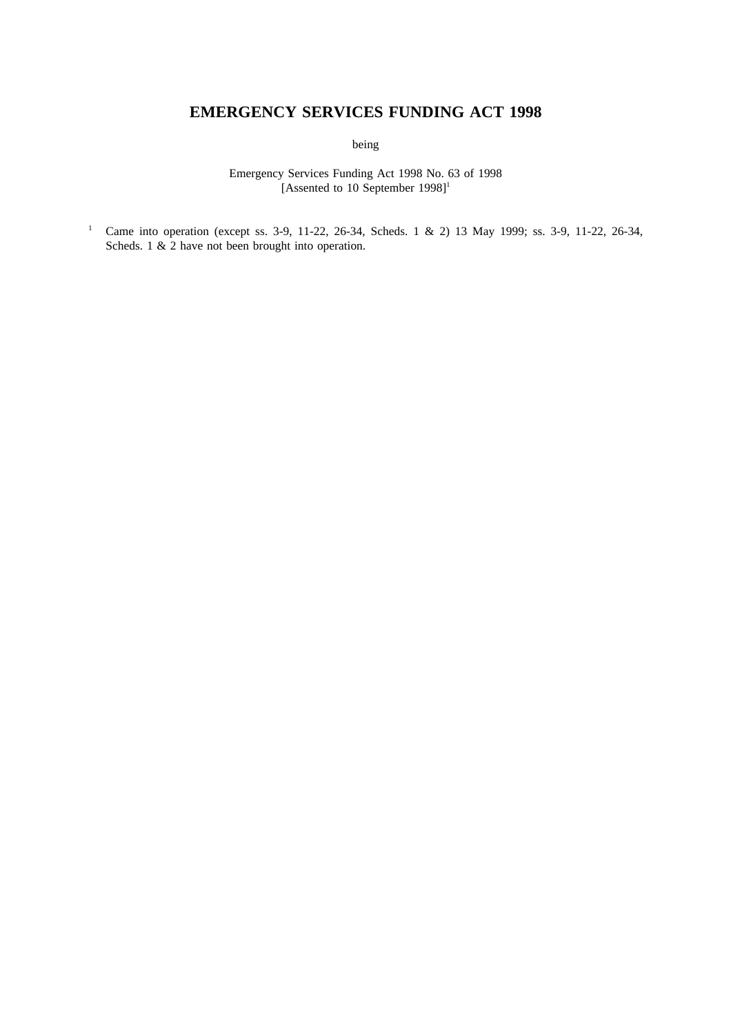# EMERGENCY SERVICES FUNDING ACT 1998

being

Emergency Services Funding Act 1998 No. 63 of 1998
[Assented to 10 September 1998][1]

[1] Came into operation (except ss. 3-9, 11-22, 26-34, Scheds. 1 & 2) 13 May 1999; ss. 3-9, 11-22, 26-34, Scheds. 1 & 2 have not been brought into operation.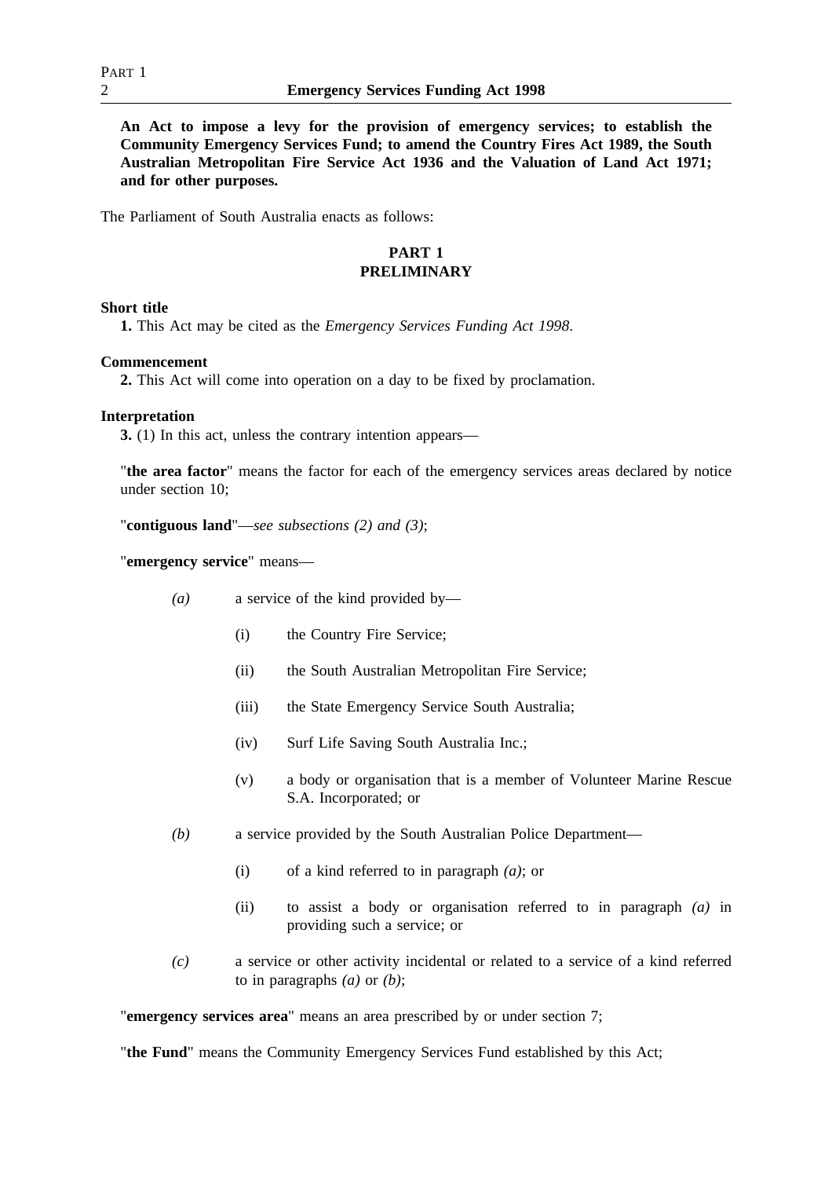**An Act to impose a levy for the provision of emergency services; to establish the Community Emergency Services Fund; to amend the Country Fires Act 1989, the South Australian Metropolitan Fire Service Act 1936 and the Valuation of Land Act 1971; and for other purposes.**

The Parliament of South Australia enacts as follows:

## PART 1
## PRELIMINARY

**Short title**

**1.** This Act may be cited as the *Emergency Services Funding Act 1998*.

**Commencement**

**2.** This Act will come into operation on a day to be fixed by proclamation.

**Interpretation**

**3.** (1) In this act, unless the contrary intention appears—

"**the area factor**" means the factor for each of the emergency services areas declared by notice under section 10;

"**contiguous land**"—*see subsections (2) and (3)*;

"**emergency service**" means—

*(a)* a service of the kind provided by—

(i) the Country Fire Service;

(ii) the South Australian Metropolitan Fire Service;

(iii) the State Emergency Service South Australia;

(iv) Surf Life Saving South Australia Inc.;

(v) a body or organisation that is a member of Volunteer Marine Rescue S.A. Incorporated; or

*(b)* a service provided by the South Australian Police Department—

(i) of a kind referred to in paragraph *(a)*; or

(ii) to assist a body or organisation referred to in paragraph *(a)* in providing such a service; or

*(c)* a service or other activity incidental or related to a service of a kind referred to in paragraphs *(a)* or *(b)*;

"**emergency services area**" means an area prescribed by or under section 7;

"**the Fund**" means the Community Emergency Services Fund established by this Act;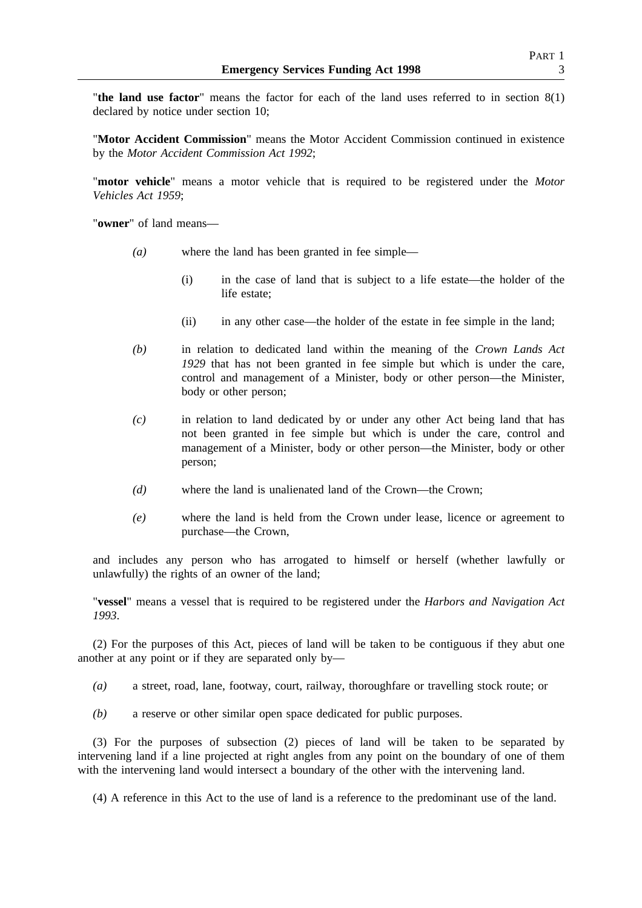"**the land use factor**" means the factor for each of the land uses referred to in section 8(1) declared by notice under section 10;

"**Motor Accident Commission**" means the Motor Accident Commission continued in existence by the *Motor Accident Commission Act 1992*;

"**motor vehicle**" means a motor vehicle that is required to be registered under the *Motor Vehicles Act 1959*;

"**owner**" of land means—

*(a)* where the land has been granted in fee simple—

(i) in the case of land that is subject to a life estate—the holder of the life estate;

(ii) in any other case—the holder of the estate in fee simple in the land;

*(b)* in relation to dedicated land within the meaning of the *Crown Lands Act 1929* that has not been granted in fee simple but which is under the care, control and management of a Minister, body or other person—the Minister, body or other person;

*(c)* in relation to land dedicated by or under any other Act being land that has not been granted in fee simple but which is under the care, control and management of a Minister, body or other person—the Minister, body or other person;

*(d)* where the land is unalienated land of the Crown—the Crown;

*(e)* where the land is held from the Crown under lease, licence or agreement to purchase—the Crown,

and includes any person who has arrogated to himself or herself (whether lawfully or unlawfully) the rights of an owner of the land;

"**vessel**" means a vessel that is required to be registered under the *Harbors and Navigation Act 1993*.

(2) For the purposes of this Act, pieces of land will be taken to be contiguous if they abut one another at any point or if they are separated only by—

*(a)* a street, road, lane, footway, court, railway, thoroughfare or travelling stock route; or

*(b)* a reserve or other similar open space dedicated for public purposes.

(3) For the purposes of subsection (2) pieces of land will be taken to be separated by intervening land if a line projected at right angles from any point on the boundary of one of them with the intervening land would intersect a boundary of the other with the intervening land.

(4) A reference in this Act to the use of land is a reference to the predominant use of the land.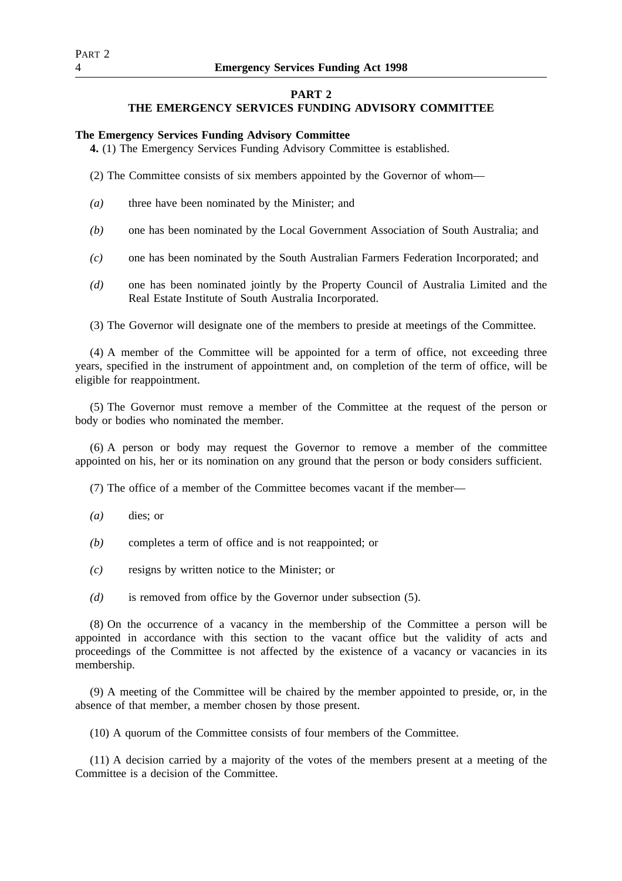## PART 2
## THE EMERGENCY SERVICES FUNDING ADVISORY COMMITTEE

**The Emergency Services Funding Advisory Committee**

**4.** (1) The Emergency Services Funding Advisory Committee is established.

(2) The Committee consists of six members appointed by the Governor of whom—

*(a)* three have been nominated by the Minister; and

*(b)* one has been nominated by the Local Government Association of South Australia; and

*(c)* one has been nominated by the South Australian Farmers Federation Incorporated; and

*(d)* one has been nominated jointly by the Property Council of Australia Limited and the Real Estate Institute of South Australia Incorporated.

(3) The Governor will designate one of the members to preside at meetings of the Committee.

(4) A member of the Committee will be appointed for a term of office, not exceeding three years, specified in the instrument of appointment and, on completion of the term of office, will be eligible for reappointment.

(5) The Governor must remove a member of the Committee at the request of the person or body or bodies who nominated the member.

(6) A person or body may request the Governor to remove a member of the committee appointed on his, her or its nomination on any ground that the person or body considers sufficient.

(7) The office of a member of the Committee becomes vacant if the member—

*(a)* dies; or

*(b)* completes a term of office and is not reappointed; or

*(c)* resigns by written notice to the Minister; or

*(d)* is removed from office by the Governor under subsection (5).

(8) On the occurrence of a vacancy in the membership of the Committee a person will be appointed in accordance with this section to the vacant office but the validity of acts and proceedings of the Committee is not affected by the existence of a vacancy or vacancies in its membership.

(9) A meeting of the Committee will be chaired by the member appointed to preside, or, in the absence of that member, a member chosen by those present.

(10) A quorum of the Committee consists of four members of the Committee.

(11) A decision carried by a majority of the votes of the members present at a meeting of the Committee is a decision of the Committee.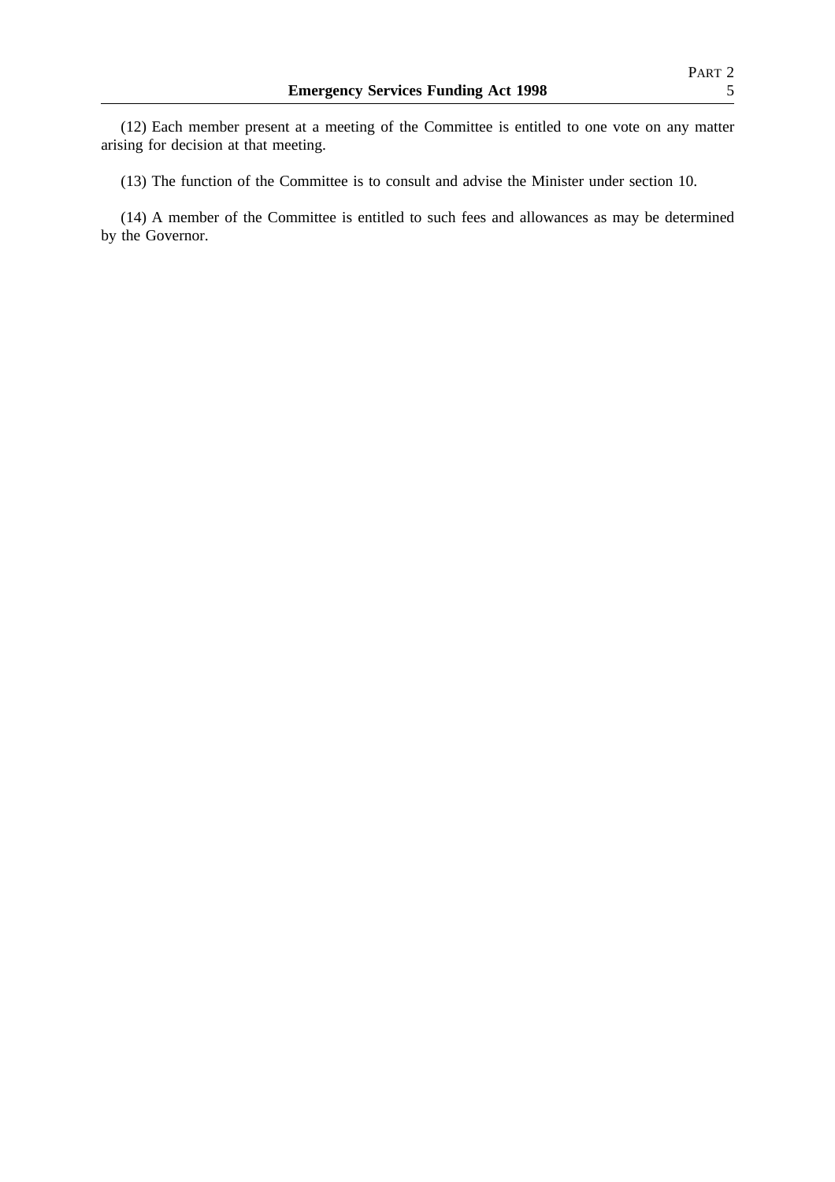(12) Each member present at a meeting of the Committee is entitled to one vote on any matter arising for decision at that meeting.

(13) The function of the Committee is to consult and advise the Minister under section 10.

(14) A member of the Committee is entitled to such fees and allowances as may be determined by the Governor.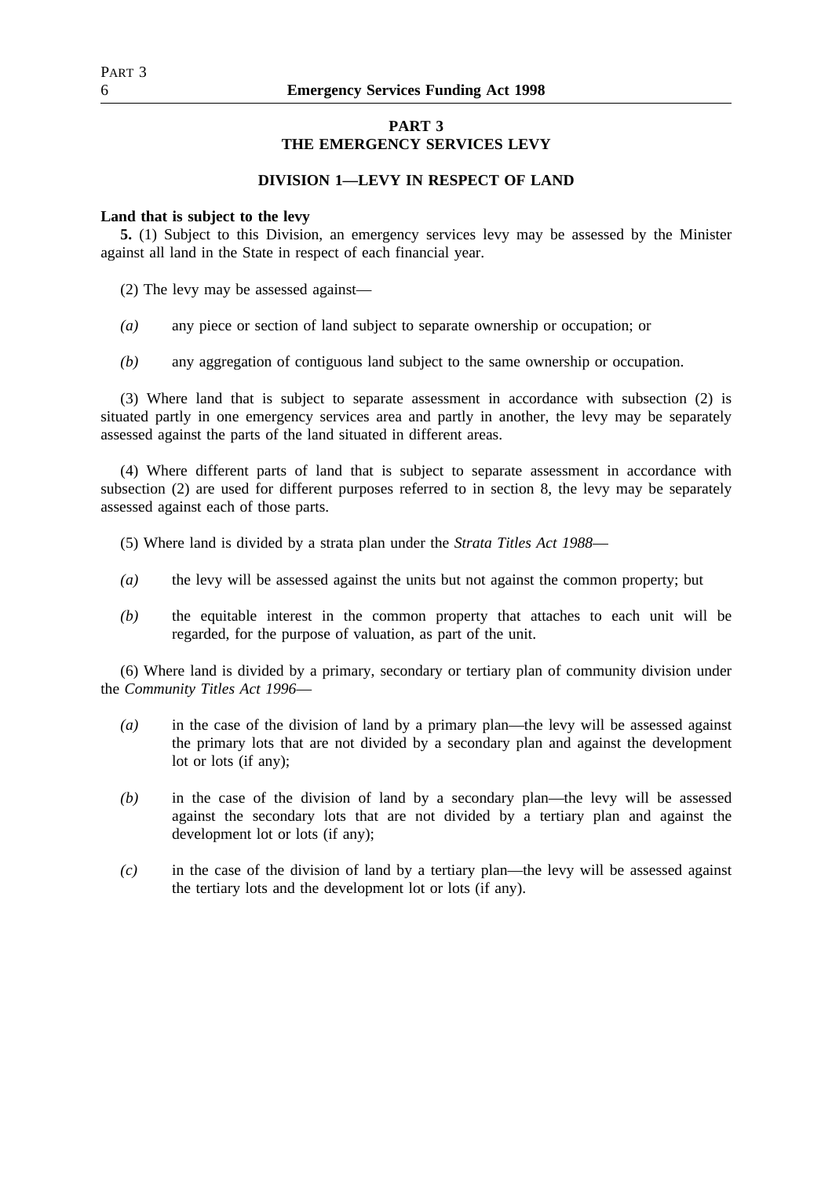## PART 3
## THE EMERGENCY SERVICES LEVY

### DIVISION 1—LEVY IN RESPECT OF LAND

**Land that is subject to the levy**

**5.** (1) Subject to this Division, an emergency services levy may be assessed by the Minister against all land in the State in respect of each financial year.

(2) The levy may be assessed against—

*(a)* any piece or section of land subject to separate ownership or occupation; or

*(b)* any aggregation of contiguous land subject to the same ownership or occupation.

(3) Where land that is subject to separate assessment in accordance with subsection (2) is situated partly in one emergency services area and partly in another, the levy may be separately assessed against the parts of the land situated in different areas.

(4) Where different parts of land that is subject to separate assessment in accordance with subsection (2) are used for different purposes referred to in section 8, the levy may be separately assessed against each of those parts.

(5) Where land is divided by a strata plan under the *Strata Titles Act 1988*—

*(a)* the levy will be assessed against the units but not against the common property; but

*(b)* the equitable interest in the common property that attaches to each unit will be regarded, for the purpose of valuation, as part of the unit.

(6) Where land is divided by a primary, secondary or tertiary plan of community division under the *Community Titles Act 1996*—

*(a)* in the case of the division of land by a primary plan—the levy will be assessed against the primary lots that are not divided by a secondary plan and against the development lot or lots (if any);

*(b)* in the case of the division of land by a secondary plan—the levy will be assessed against the secondary lots that are not divided by a tertiary plan and against the development lot or lots (if any);

*(c)* in the case of the division of land by a tertiary plan—the levy will be assessed against the tertiary lots and the development lot or lots (if any).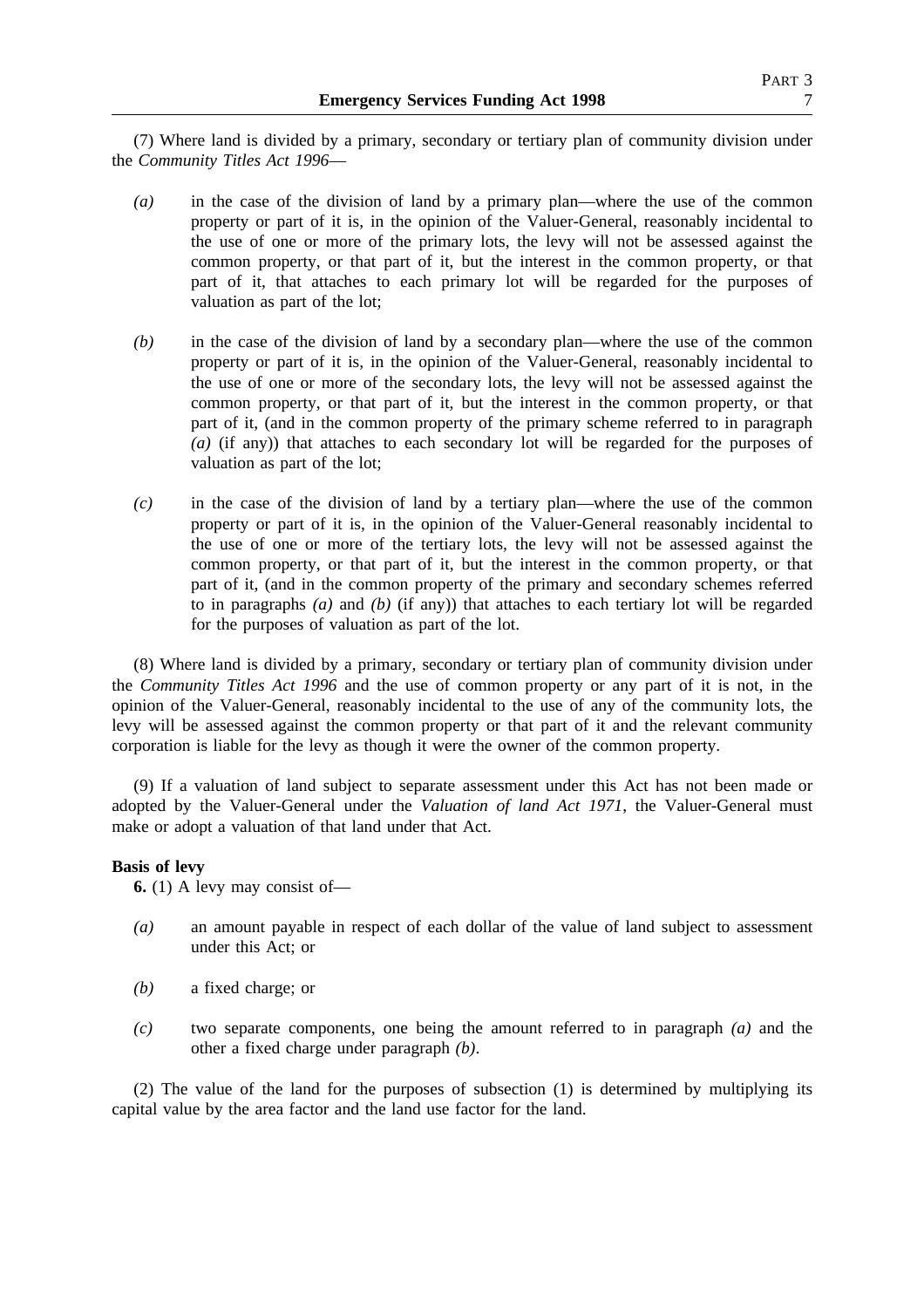(7) Where land is divided by a primary, secondary or tertiary plan of community division under the *Community Titles Act 1996*—

*(a)* in the case of the division of land by a primary plan—where the use of the common property or part of it is, in the opinion of the Valuer-General, reasonably incidental to the use of one or more of the primary lots, the levy will not be assessed against the common property, or that part of it, but the interest in the common property, or that part of it, that attaches to each primary lot will be regarded for the purposes of valuation as part of the lot;

*(b)* in the case of the division of land by a secondary plan—where the use of the common property or part of it is, in the opinion of the Valuer-General, reasonably incidental to the use of one or more of the secondary lots, the levy will not be assessed against the common property, or that part of it, but the interest in the common property, or that part of it, (and in the common property of the primary scheme referred to in paragraph *(a)* (if any)) that attaches to each secondary lot will be regarded for the purposes of valuation as part of the lot;

*(c)* in the case of the division of land by a tertiary plan—where the use of the common property or part of it is, in the opinion of the Valuer-General reasonably incidental to the use of one or more of the tertiary lots, the levy will not be assessed against the common property, or that part of it, but the interest in the common property, or that part of it, (and in the common property of the primary and secondary schemes referred to in paragraphs *(a)* and *(b)* (if any)) that attaches to each tertiary lot will be regarded for the purposes of valuation as part of the lot.

(8) Where land is divided by a primary, secondary or tertiary plan of community division under the *Community Titles Act 1996* and the use of common property or any part of it is not, in the opinion of the Valuer-General, reasonably incidental to the use of any of the community lots, the levy will be assessed against the common property or that part of it and the relevant community corporation is liable for the levy as though it were the owner of the common property.

(9) If a valuation of land subject to separate assessment under this Act has not been made or adopted by the Valuer-General under the *Valuation of land Act 1971*, the Valuer-General must make or adopt a valuation of that land under that Act.

**Basis of levy**

**6.** (1) A levy may consist of—

*(a)* an amount payable in respect of each dollar of the value of land subject to assessment under this Act; or

*(b)* a fixed charge; or

*(c)* two separate components, one being the amount referred to in paragraph *(a)* and the other a fixed charge under paragraph *(b)*.

(2) The value of the land for the purposes of subsection (1) is determined by multiplying its capital value by the area factor and the land use factor for the land.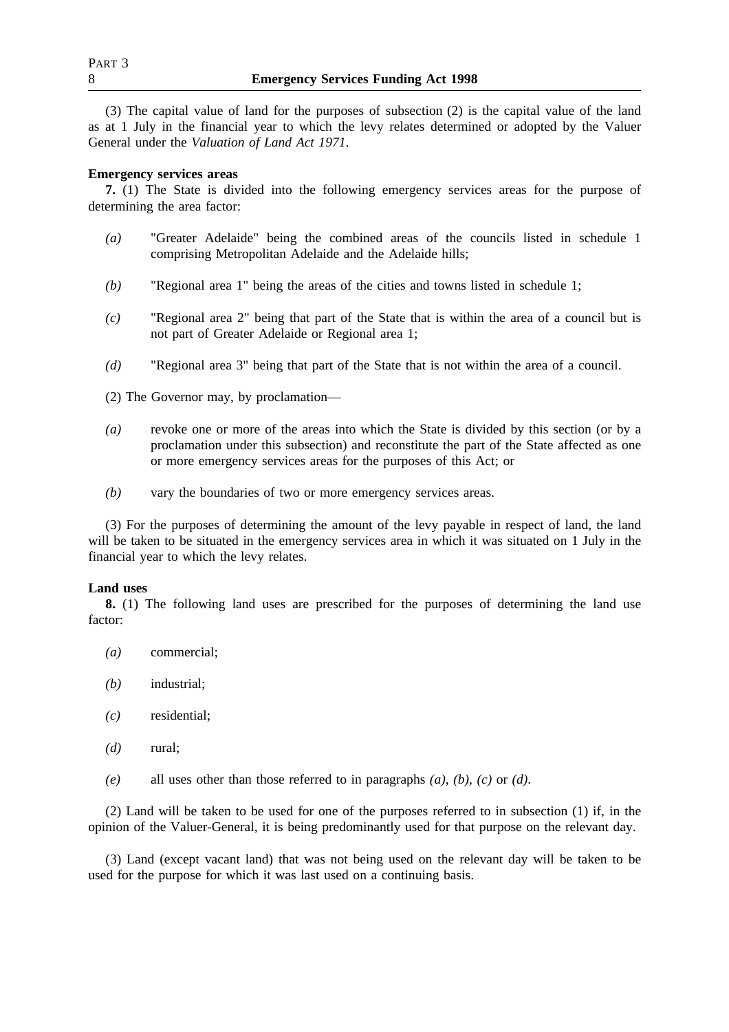(3) The capital value of land for the purposes of subsection (2) is the capital value of the land as at 1 July in the financial year to which the levy relates determined or adopted by the Valuer General under the *Valuation of Land Act 1971*.

**Emergency services areas**

**7.** (1) The State is divided into the following emergency services areas for the purpose of determining the area factor:

*(a)* "Greater Adelaide" being the combined areas of the councils listed in schedule 1 comprising Metropolitan Adelaide and the Adelaide hills;

*(b)* "Regional area 1" being the areas of the cities and towns listed in schedule 1;

*(c)* "Regional area 2" being that part of the State that is within the area of a council but is not part of Greater Adelaide or Regional area 1;

*(d)* "Regional area 3" being that part of the State that is not within the area of a council.

(2) The Governor may, by proclamation—

*(a)* revoke one or more of the areas into which the State is divided by this section (or by a proclamation under this subsection) and reconstitute the part of the State affected as one or more emergency services areas for the purposes of this Act; or

*(b)* vary the boundaries of two or more emergency services areas.

(3) For the purposes of determining the amount of the levy payable in respect of land, the land will be taken to be situated in the emergency services area in which it was situated on 1 July in the financial year to which the levy relates.

**Land uses**

**8.** (1) The following land uses are prescribed for the purposes of determining the land use factor:

*(a)* commercial;

*(b)* industrial;

*(c)* residential;

*(d)* rural;

*(e)* all uses other than those referred to in paragraphs *(a)*, *(b)*, *(c)* or *(d)*.

(2) Land will be taken to be used for one of the purposes referred to in subsection (1) if, in the opinion of the Valuer-General, it is being predominantly used for that purpose on the relevant day.

(3) Land (except vacant land) that was not being used on the relevant day will be taken to be used for the purpose for which it was last used on a continuing basis.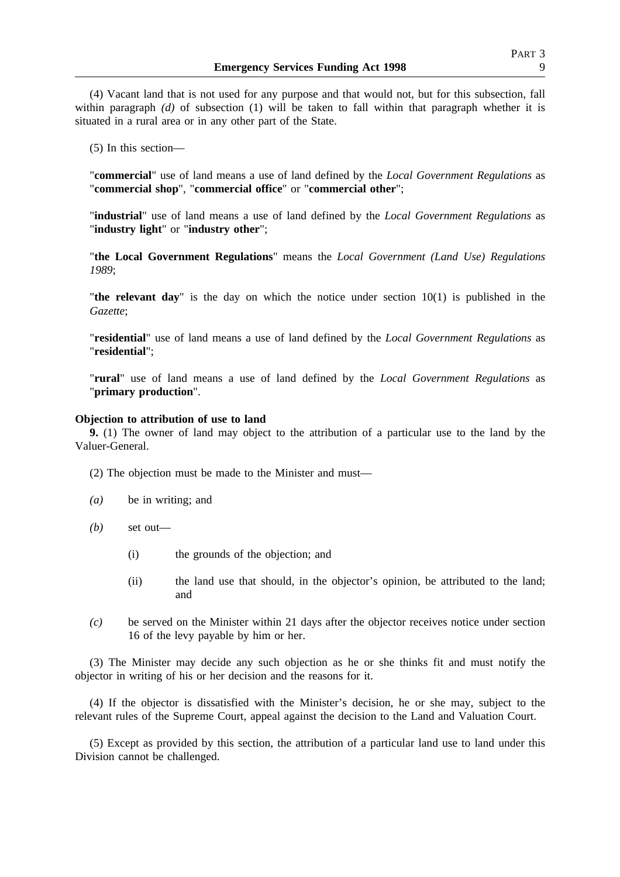(4) Vacant land that is not used for any purpose and that would not, but for this subsection, fall within paragraph *(d)* of subsection (1) will be taken to fall within that paragraph whether it is situated in a rural area or in any other part of the State.

(5) In this section—

"**commercial**" use of land means a use of land defined by the *Local Government Regulations* as "**commercial shop**", "**commercial office**" or "**commercial other**";

"**industrial**" use of land means a use of land defined by the *Local Government Regulations* as "**industry light**" or "**industry other**";

"**the Local Government Regulations**" means the *Local Government (Land Use) Regulations 1989*;

"**the relevant day**" is the day on which the notice under section 10(1) is published in the *Gazette*;

"**residential**" use of land means a use of land defined by the *Local Government Regulations* as "**residential**";

"**rural**" use of land means a use of land defined by the *Local Government Regulations* as "**primary production**".

**Objection to attribution of use to land**

**9.** (1) The owner of land may object to the attribution of a particular use to the land by the Valuer-General.

(2) The objection must be made to the Minister and must—

*(a)* be in writing; and

*(b)* set out—

(i) the grounds of the objection; and

(ii) the land use that should, in the objector's opinion, be attributed to the land; and

*(c)* be served on the Minister within 21 days after the objector receives notice under section 16 of the levy payable by him or her.

(3) The Minister may decide any such objection as he or she thinks fit and must notify the objector in writing of his or her decision and the reasons for it.

(4) If the objector is dissatisfied with the Minister's decision, he or she may, subject to the relevant rules of the Supreme Court, appeal against the decision to the Land and Valuation Court.

(5) Except as provided by this section, the attribution of a particular land use to land under this Division cannot be challenged.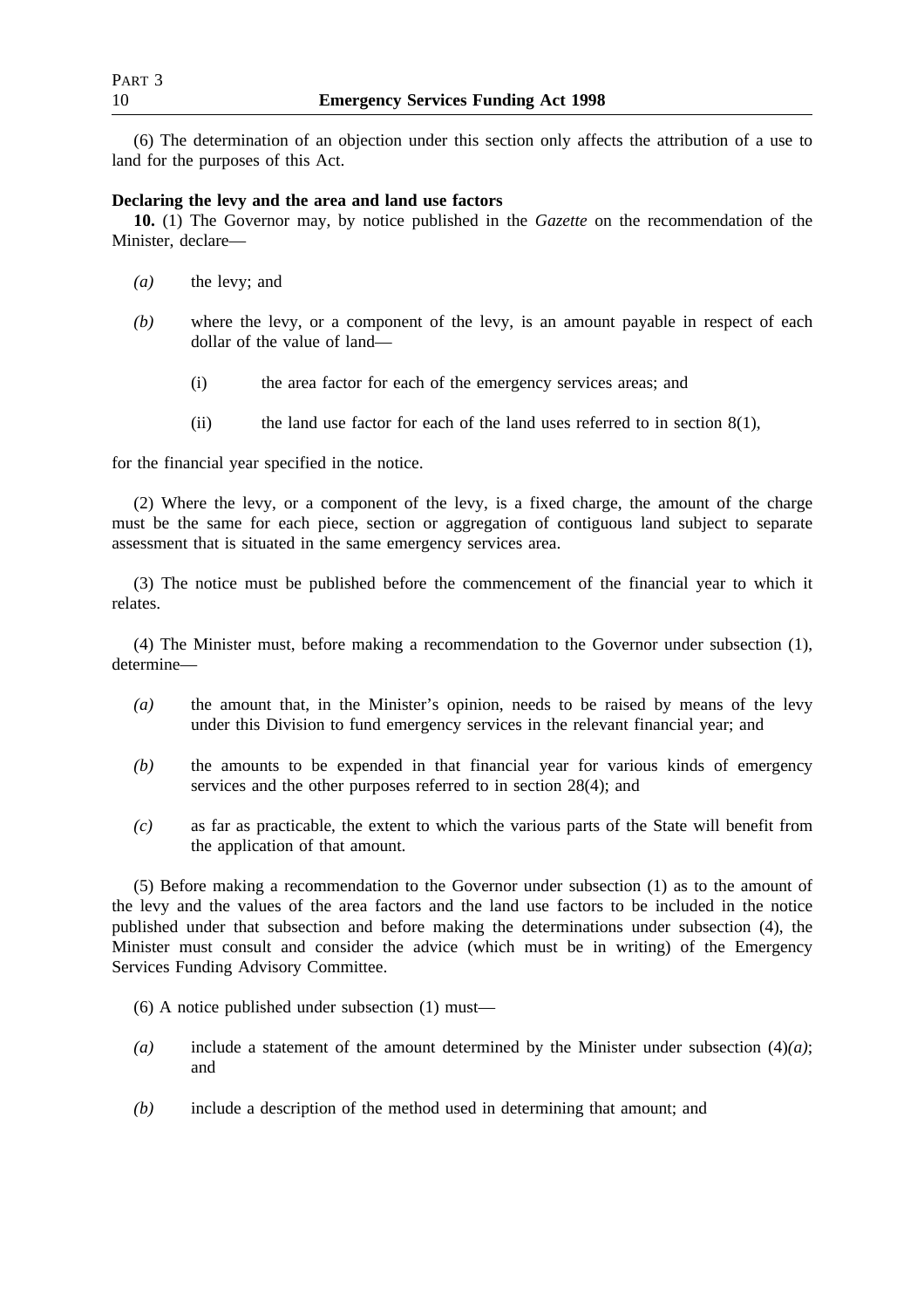(6) The determination of an objection under this section only affects the attribution of a use to land for the purposes of this Act.

**Declaring the levy and the area and land use factors**

**10.** (1) The Governor may, by notice published in the *Gazette* on the recommendation of the Minister, declare—

*(a)* the levy; and

*(b)* where the levy, or a component of the levy, is an amount payable in respect of each dollar of the value of land—

(i) the area factor for each of the emergency services areas; and

(ii) the land use factor for each of the land uses referred to in section 8(1),

for the financial year specified in the notice.

(2) Where the levy, or a component of the levy, is a fixed charge, the amount of the charge must be the same for each piece, section or aggregation of contiguous land subject to separate assessment that is situated in the same emergency services area.

(3) The notice must be published before the commencement of the financial year to which it relates.

(4) The Minister must, before making a recommendation to the Governor under subsection (1), determine—

*(a)* the amount that, in the Minister's opinion, needs to be raised by means of the levy under this Division to fund emergency services in the relevant financial year; and

*(b)* the amounts to be expended in that financial year for various kinds of emergency services and the other purposes referred to in section 28(4); and

*(c)* as far as practicable, the extent to which the various parts of the State will benefit from the application of that amount.

(5) Before making a recommendation to the Governor under subsection (1) as to the amount of the levy and the values of the area factors and the land use factors to be included in the notice published under that subsection and before making the determinations under subsection (4), the Minister must consult and consider the advice (which must be in writing) of the Emergency Services Funding Advisory Committee.

(6) A notice published under subsection (1) must—

*(a)* include a statement of the amount determined by the Minister under subsection (4)*(a)*; and

*(b)* include a description of the method used in determining that amount; and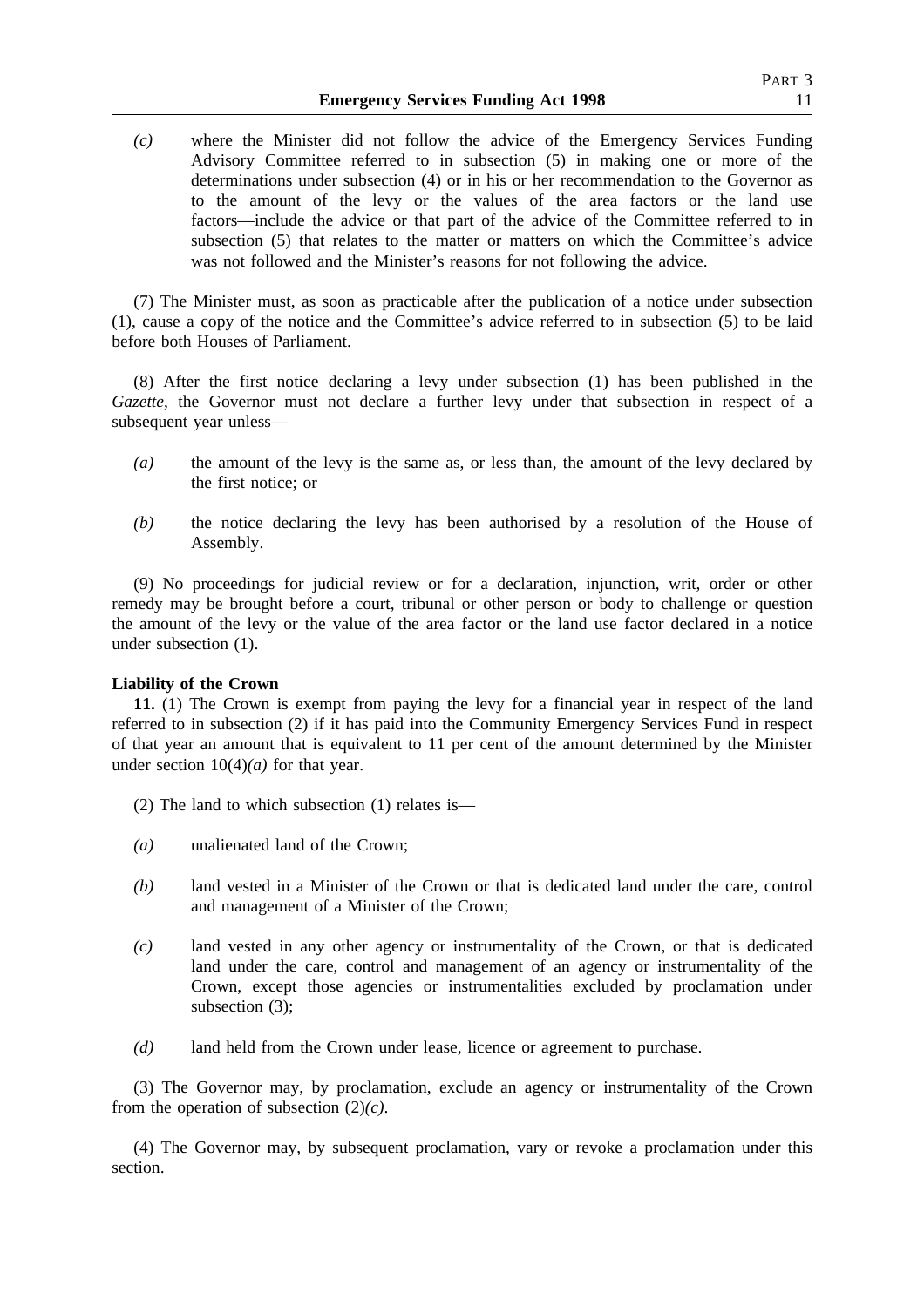*(c)* where the Minister did not follow the advice of the Emergency Services Funding Advisory Committee referred to in subsection (5) in making one or more of the determinations under subsection (4) or in his or her recommendation to the Governor as to the amount of the levy or the values of the area factors or the land use factors—include the advice or that part of the advice of the Committee referred to in subsection (5) that relates to the matter or matters on which the Committee's advice was not followed and the Minister's reasons for not following the advice.

(7) The Minister must, as soon as practicable after the publication of a notice under subsection (1), cause a copy of the notice and the Committee's advice referred to in subsection (5) to be laid before both Houses of Parliament.

(8) After the first notice declaring a levy under subsection (1) has been published in the *Gazette*, the Governor must not declare a further levy under that subsection in respect of a subsequent year unless—

*(a)* the amount of the levy is the same as, or less than, the amount of the levy declared by the first notice; or

*(b)* the notice declaring the levy has been authorised by a resolution of the House of Assembly.

(9) No proceedings for judicial review or for a declaration, injunction, writ, order or other remedy may be brought before a court, tribunal or other person or body to challenge or question the amount of the levy or the value of the area factor or the land use factor declared in a notice under subsection (1).

**Liability of the Crown**

**11.** (1) The Crown is exempt from paying the levy for a financial year in respect of the land referred to in subsection (2) if it has paid into the Community Emergency Services Fund in respect of that year an amount that is equivalent to 11 per cent of the amount determined by the Minister under section 10(4)*(a)* for that year.

(2) The land to which subsection (1) relates is—

*(a)* unalienated land of the Crown;

*(b)* land vested in a Minister of the Crown or that is dedicated land under the care, control and management of a Minister of the Crown;

*(c)* land vested in any other agency or instrumentality of the Crown, or that is dedicated land under the care, control and management of an agency or instrumentality of the Crown, except those agencies or instrumentalities excluded by proclamation under subsection (3);

*(d)* land held from the Crown under lease, licence or agreement to purchase.

(3) The Governor may, by proclamation, exclude an agency or instrumentality of the Crown from the operation of subsection (2)*(c)*.

(4) The Governor may, by subsequent proclamation, vary or revoke a proclamation under this section.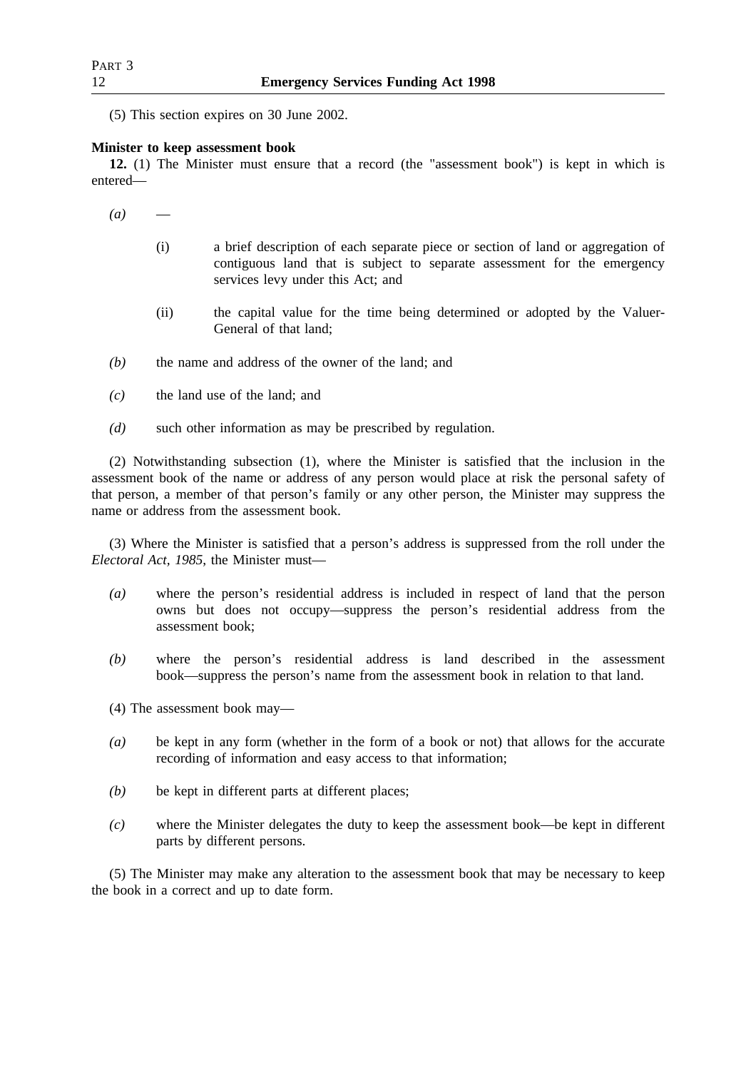(5) This section expires on 30 June 2002.

**Minister to keep assessment book**

**12.** (1) The Minister must ensure that a record (the "assessment book") is kept in which is entered—

*(a)* —

(i) a brief description of each separate piece or section of land or aggregation of contiguous land that is subject to separate assessment for the emergency services levy under this Act; and

(ii) the capital value for the time being determined or adopted by the Valuer-General of that land;

*(b)* the name and address of the owner of the land; and

*(c)* the land use of the land; and

*(d)* such other information as may be prescribed by regulation.

(2) Notwithstanding subsection (1), where the Minister is satisfied that the inclusion in the assessment book of the name or address of any person would place at risk the personal safety of that person, a member of that person's family or any other person, the Minister may suppress the name or address from the assessment book.

(3) Where the Minister is satisfied that a person's address is suppressed from the roll under the *Electoral Act, 1985*, the Minister must—

*(a)* where the person's residential address is included in respect of land that the person owns but does not occupy—suppress the person's residential address from the assessment book;

*(b)* where the person's residential address is land described in the assessment book—suppress the person's name from the assessment book in relation to that land.

(4) The assessment book may—

*(a)* be kept in any form (whether in the form of a book or not) that allows for the accurate recording of information and easy access to that information;

*(b)* be kept in different parts at different places;

*(c)* where the Minister delegates the duty to keep the assessment book—be kept in different parts by different persons.

(5) The Minister may make any alteration to the assessment book that may be necessary to keep the book in a correct and up to date form.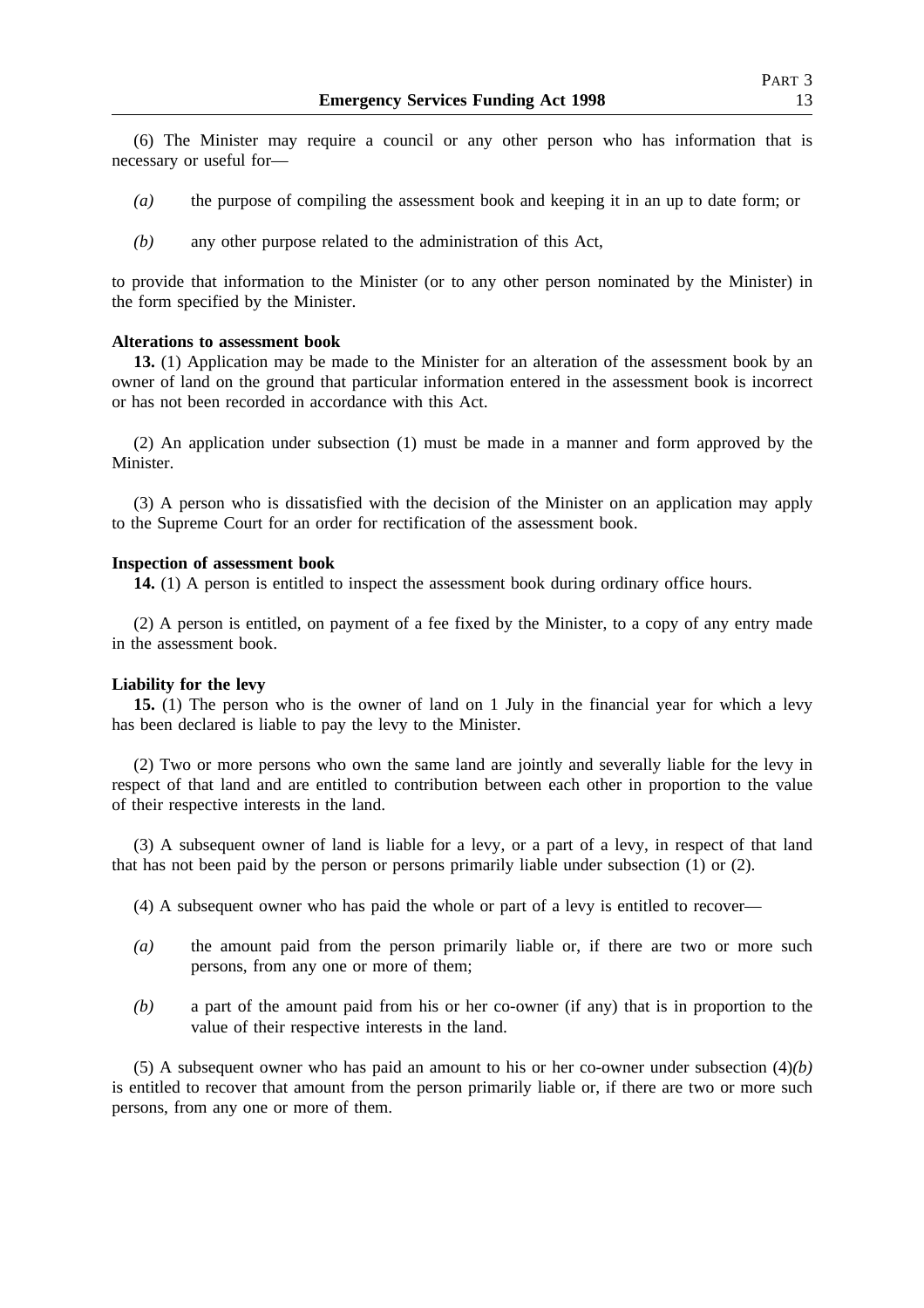(6) The Minister may require a council or any other person who has information that is necessary or useful for—

*(a)* the purpose of compiling the assessment book and keeping it in an up to date form; or

*(b)* any other purpose related to the administration of this Act,

to provide that information to the Minister (or to any other person nominated by the Minister) in the form specified by the Minister.

**Alterations to assessment book**

**13.** (1) Application may be made to the Minister for an alteration of the assessment book by an owner of land on the ground that particular information entered in the assessment book is incorrect or has not been recorded in accordance with this Act.

(2) An application under subsection (1) must be made in a manner and form approved by the Minister.

(3) A person who is dissatisfied with the decision of the Minister on an application may apply to the Supreme Court for an order for rectification of the assessment book.

**Inspection of assessment book**

**14.** (1) A person is entitled to inspect the assessment book during ordinary office hours.

(2) A person is entitled, on payment of a fee fixed by the Minister, to a copy of any entry made in the assessment book.

**Liability for the levy**

**15.** (1) The person who is the owner of land on 1 July in the financial year for which a levy has been declared is liable to pay the levy to the Minister.

(2) Two or more persons who own the same land are jointly and severally liable for the levy in respect of that land and are entitled to contribution between each other in proportion to the value of their respective interests in the land.

(3) A subsequent owner of land is liable for a levy, or a part of a levy, in respect of that land that has not been paid by the person or persons primarily liable under subsection (1) or (2).

(4) A subsequent owner who has paid the whole or part of a levy is entitled to recover—

*(a)* the amount paid from the person primarily liable or, if there are two or more such persons, from any one or more of them;

*(b)* a part of the amount paid from his or her co-owner (if any) that is in proportion to the value of their respective interests in the land.

(5) A subsequent owner who has paid an amount to his or her co-owner under subsection (4)*(b)* is entitled to recover that amount from the person primarily liable or, if there are two or more such persons, from any one or more of them.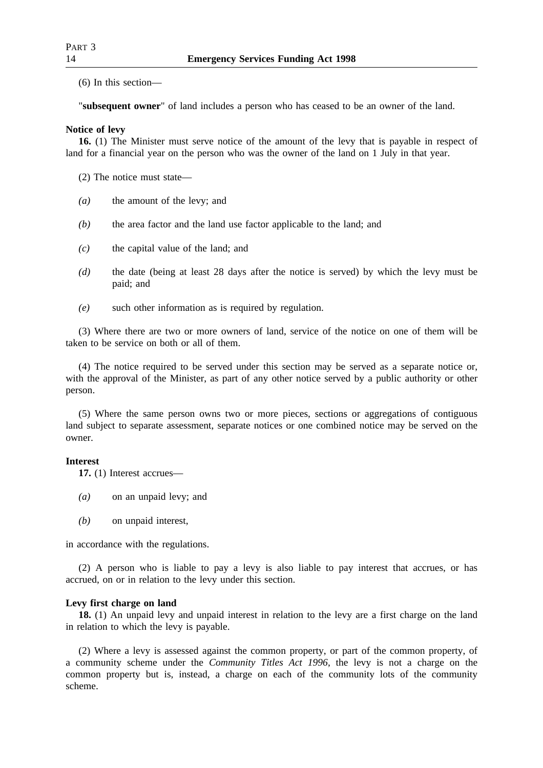(6) In this section—

"**subsequent owner**" of land includes a person who has ceased to be an owner of the land.

**Notice of levy**

**16.** (1) The Minister must serve notice of the amount of the levy that is payable in respect of land for a financial year on the person who was the owner of the land on 1 July in that year.

(2) The notice must state—

*(a)* the amount of the levy; and

*(b)* the area factor and the land use factor applicable to the land; and

*(c)* the capital value of the land; and

*(d)* the date (being at least 28 days after the notice is served) by which the levy must be paid; and

*(e)* such other information as is required by regulation.

(3) Where there are two or more owners of land, service of the notice on one of them will be taken to be service on both or all of them.

(4) The notice required to be served under this section may be served as a separate notice or, with the approval of the Minister, as part of any other notice served by a public authority or other person.

(5) Where the same person owns two or more pieces, sections or aggregations of contiguous land subject to separate assessment, separate notices or one combined notice may be served on the owner.

**Interest**

**17.** (1) Interest accrues—

*(a)* on an unpaid levy; and

*(b)* on unpaid interest,

in accordance with the regulations.

(2) A person who is liable to pay a levy is also liable to pay interest that accrues, or has accrued, on or in relation to the levy under this section.

**Levy first charge on land**

**18.** (1) An unpaid levy and unpaid interest in relation to the levy are a first charge on the land in relation to which the levy is payable.

(2) Where a levy is assessed against the common property, or part of the common property, of a community scheme under the *Community Titles Act 1996*, the levy is not a charge on the common property but is, instead, a charge on each of the community lots of the community scheme.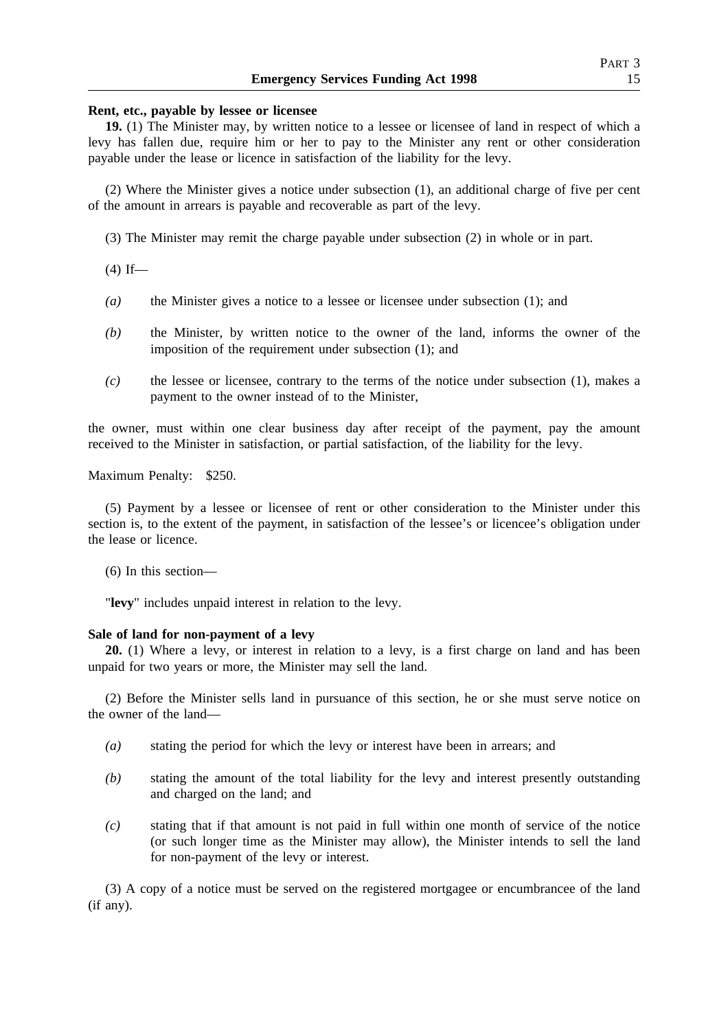**Rent, etc., payable by lessee or licensee**

**19.** (1) The Minister may, by written notice to a lessee or licensee of land in respect of which a levy has fallen due, require him or her to pay to the Minister any rent or other consideration payable under the lease or licence in satisfaction of the liability for the levy.

(2) Where the Minister gives a notice under subsection (1), an additional charge of five per cent of the amount in arrears is payable and recoverable as part of the levy.

(3) The Minister may remit the charge payable under subsection (2) in whole or in part.

(4) If—

*(a)* the Minister gives a notice to a lessee or licensee under subsection (1); and

*(b)* the Minister, by written notice to the owner of the land, informs the owner of the imposition of the requirement under subsection (1); and

*(c)* the lessee or licensee, contrary to the terms of the notice under subsection (1), makes a payment to the owner instead of to the Minister,

the owner, must within one clear business day after receipt of the payment, pay the amount received to the Minister in satisfaction, or partial satisfaction, of the liability for the levy.

Maximum Penalty: $250.

(5) Payment by a lessee or licensee of rent or other consideration to the Minister under this section is, to the extent of the payment, in satisfaction of the lessee's or licencee's obligation under the lease or licence.

(6) In this section—

"**levy**" includes unpaid interest in relation to the levy.

**Sale of land for non-payment of a levy**

**20.** (1) Where a levy, or interest in relation to a levy, is a first charge on land and has been unpaid for two years or more, the Minister may sell the land.

(2) Before the Minister sells land in pursuance of this section, he or she must serve notice on the owner of the land—

*(a)* stating the period for which the levy or interest have been in arrears; and

*(b)* stating the amount of the total liability for the levy and interest presently outstanding and charged on the land; and

*(c)* stating that if that amount is not paid in full within one month of service of the notice (or such longer time as the Minister may allow), the Minister intends to sell the land for non-payment of the levy or interest.

(3) A copy of a notice must be served on the registered mortgagee or encumbrancee of the land (if any).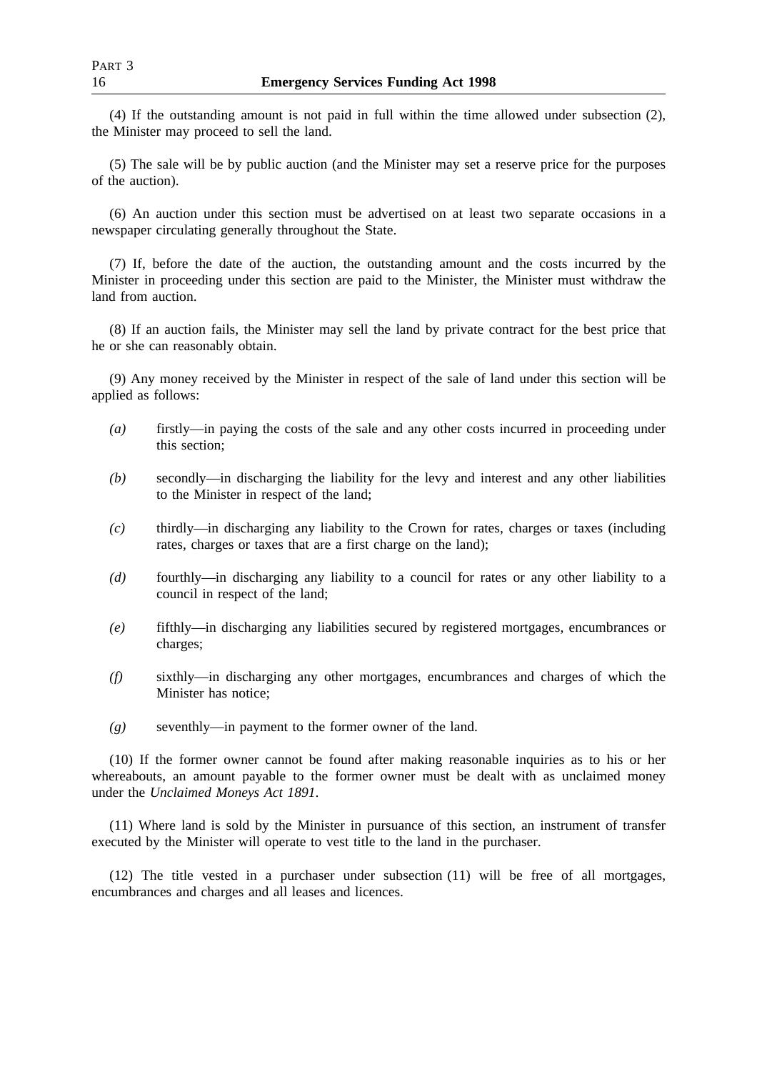(4) If the outstanding amount is not paid in full within the time allowed under subsection (2), the Minister may proceed to sell the land.

(5) The sale will be by public auction (and the Minister may set a reserve price for the purposes of the auction).

(6) An auction under this section must be advertised on at least two separate occasions in a newspaper circulating generally throughout the State.

(7) If, before the date of the auction, the outstanding amount and the costs incurred by the Minister in proceeding under this section are paid to the Minister, the Minister must withdraw the land from auction.

(8) If an auction fails, the Minister may sell the land by private contract for the best price that he or she can reasonably obtain.

(9) Any money received by the Minister in respect of the sale of land under this section will be applied as follows:

*(a)* firstly—in paying the costs of the sale and any other costs incurred in proceeding under this section;

*(b)* secondly—in discharging the liability for the levy and interest and any other liabilities to the Minister in respect of the land;

*(c)* thirdly—in discharging any liability to the Crown for rates, charges or taxes (including rates, charges or taxes that are a first charge on the land);

*(d)* fourthly—in discharging any liability to a council for rates or any other liability to a council in respect of the land;

*(e)* fifthly—in discharging any liabilities secured by registered mortgages, encumbrances or charges;

*(f)* sixthly—in discharging any other mortgages, encumbrances and charges of which the Minister has notice;

*(g)* seventhly—in payment to the former owner of the land.

(10) If the former owner cannot be found after making reasonable inquiries as to his or her whereabouts, an amount payable to the former owner must be dealt with as unclaimed money under the *Unclaimed Moneys Act 1891*.

(11) Where land is sold by the Minister in pursuance of this section, an instrument of transfer executed by the Minister will operate to vest title to the land in the purchaser.

(12) The title vested in a purchaser under subsection (11) will be free of all mortgages, encumbrances and charges and all leases and licences.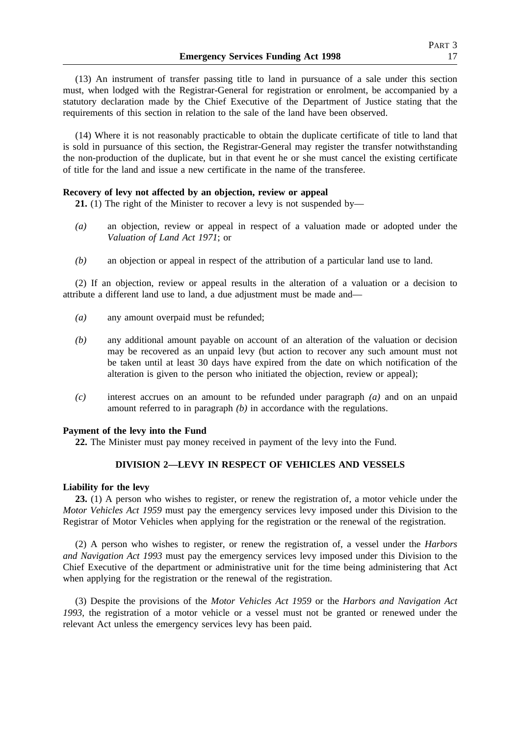(13) An instrument of transfer passing title to land in pursuance of a sale under this section must, when lodged with the Registrar-General for registration or enrolment, be accompanied by a statutory declaration made by the Chief Executive of the Department of Justice stating that the requirements of this section in relation to the sale of the land have been observed.

(14) Where it is not reasonably practicable to obtain the duplicate certificate of title to land that is sold in pursuance of this section, the Registrar-General may register the transfer notwithstanding the non-production of the duplicate, but in that event he or she must cancel the existing certificate of title for the land and issue a new certificate in the name of the transferee.

**Recovery of levy not affected by an objection, review or appeal**

**21.** (1) The right of the Minister to recover a levy is not suspended by—

*(a)* an objection, review or appeal in respect of a valuation made or adopted under the *Valuation of Land Act 1971*; or

*(b)* an objection or appeal in respect of the attribution of a particular land use to land.

(2) If an objection, review or appeal results in the alteration of a valuation or a decision to attribute a different land use to land, a due adjustment must be made and—

*(a)* any amount overpaid must be refunded;

*(b)* any additional amount payable on account of an alteration of the valuation or decision may be recovered as an unpaid levy (but action to recover any such amount must not be taken until at least 30 days have expired from the date on which notification of the alteration is given to the person who initiated the objection, review or appeal);

*(c)* interest accrues on an amount to be refunded under paragraph *(a)* and on an unpaid amount referred to in paragraph *(b)* in accordance with the regulations.

**Payment of the levy into the Fund**

**22.** The Minister must pay money received in payment of the levy into the Fund.

## DIVISION 2—LEVY IN RESPECT OF VEHICLES AND VESSELS

**Liability for the levy**

**23.** (1) A person who wishes to register, or renew the registration of, a motor vehicle under the *Motor Vehicles Act 1959* must pay the emergency services levy imposed under this Division to the Registrar of Motor Vehicles when applying for the registration or the renewal of the registration.

(2) A person who wishes to register, or renew the registration of, a vessel under the *Harbors and Navigation Act 1993* must pay the emergency services levy imposed under this Division to the Chief Executive of the department or administrative unit for the time being administering that Act when applying for the registration or the renewal of the registration.

(3) Despite the provisions of the *Motor Vehicles Act 1959* or the *Harbors and Navigation Act 1993*, the registration of a motor vehicle or a vessel must not be granted or renewed under the relevant Act unless the emergency services levy has been paid.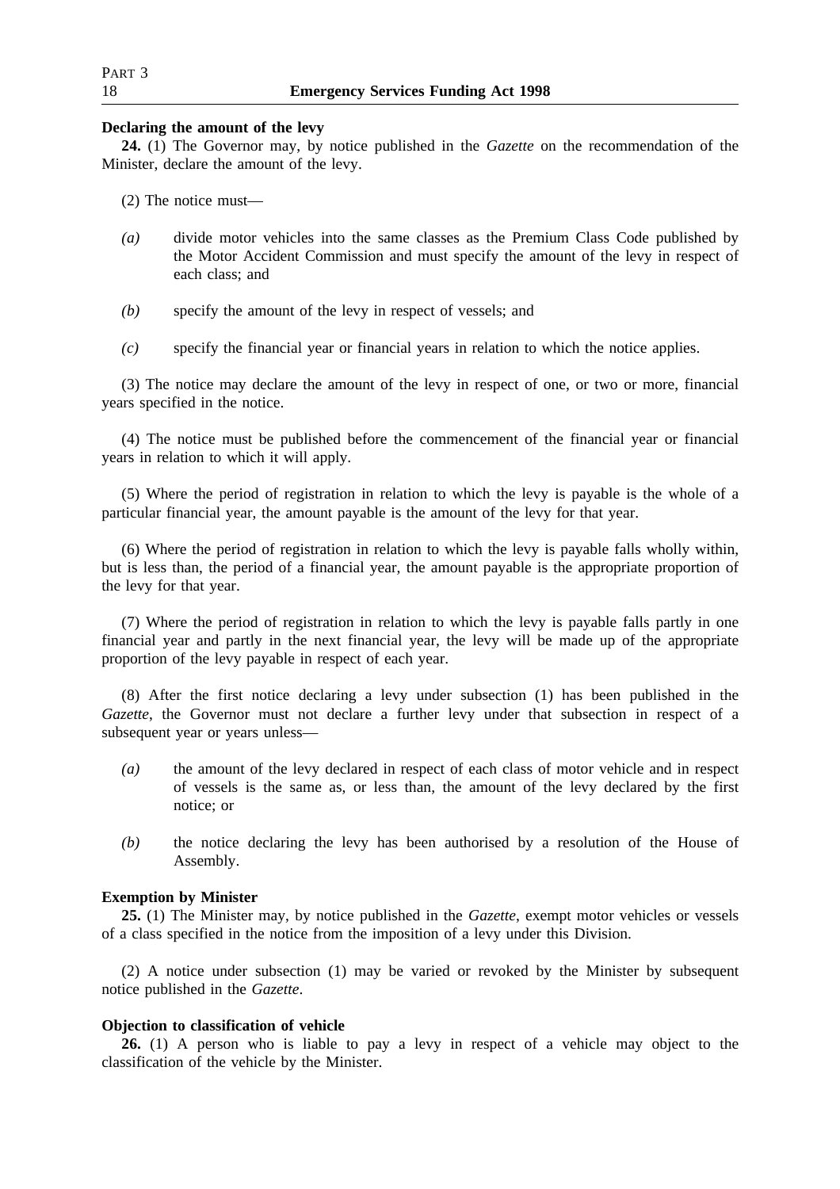**Declaring the amount of the levy**

**24.** (1) The Governor may, by notice published in the *Gazette* on the recommendation of the Minister, declare the amount of the levy.

(2) The notice must—

*(a)* divide motor vehicles into the same classes as the Premium Class Code published by the Motor Accident Commission and must specify the amount of the levy in respect of each class; and

*(b)* specify the amount of the levy in respect of vessels; and

*(c)* specify the financial year or financial years in relation to which the notice applies.

(3) The notice may declare the amount of the levy in respect of one, or two or more, financial years specified in the notice.

(4) The notice must be published before the commencement of the financial year or financial years in relation to which it will apply.

(5) Where the period of registration in relation to which the levy is payable is the whole of a particular financial year, the amount payable is the amount of the levy for that year.

(6) Where the period of registration in relation to which the levy is payable falls wholly within, but is less than, the period of a financial year, the amount payable is the appropriate proportion of the levy for that year.

(7) Where the period of registration in relation to which the levy is payable falls partly in one financial year and partly in the next financial year, the levy will be made up of the appropriate proportion of the levy payable in respect of each year.

(8) After the first notice declaring a levy under subsection (1) has been published in the *Gazette*, the Governor must not declare a further levy under that subsection in respect of a subsequent year or years unless—

*(a)* the amount of the levy declared in respect of each class of motor vehicle and in respect of vessels is the same as, or less than, the amount of the levy declared by the first notice; or

*(b)* the notice declaring the levy has been authorised by a resolution of the House of Assembly.

**Exemption by Minister**

**25.** (1) The Minister may, by notice published in the *Gazette*, exempt motor vehicles or vessels of a class specified in the notice from the imposition of a levy under this Division.

(2) A notice under subsection (1) may be varied or revoked by the Minister by subsequent notice published in the *Gazette*.

**Objection to classification of vehicle**

**26.** (1) A person who is liable to pay a levy in respect of a vehicle may object to the classification of the vehicle by the Minister.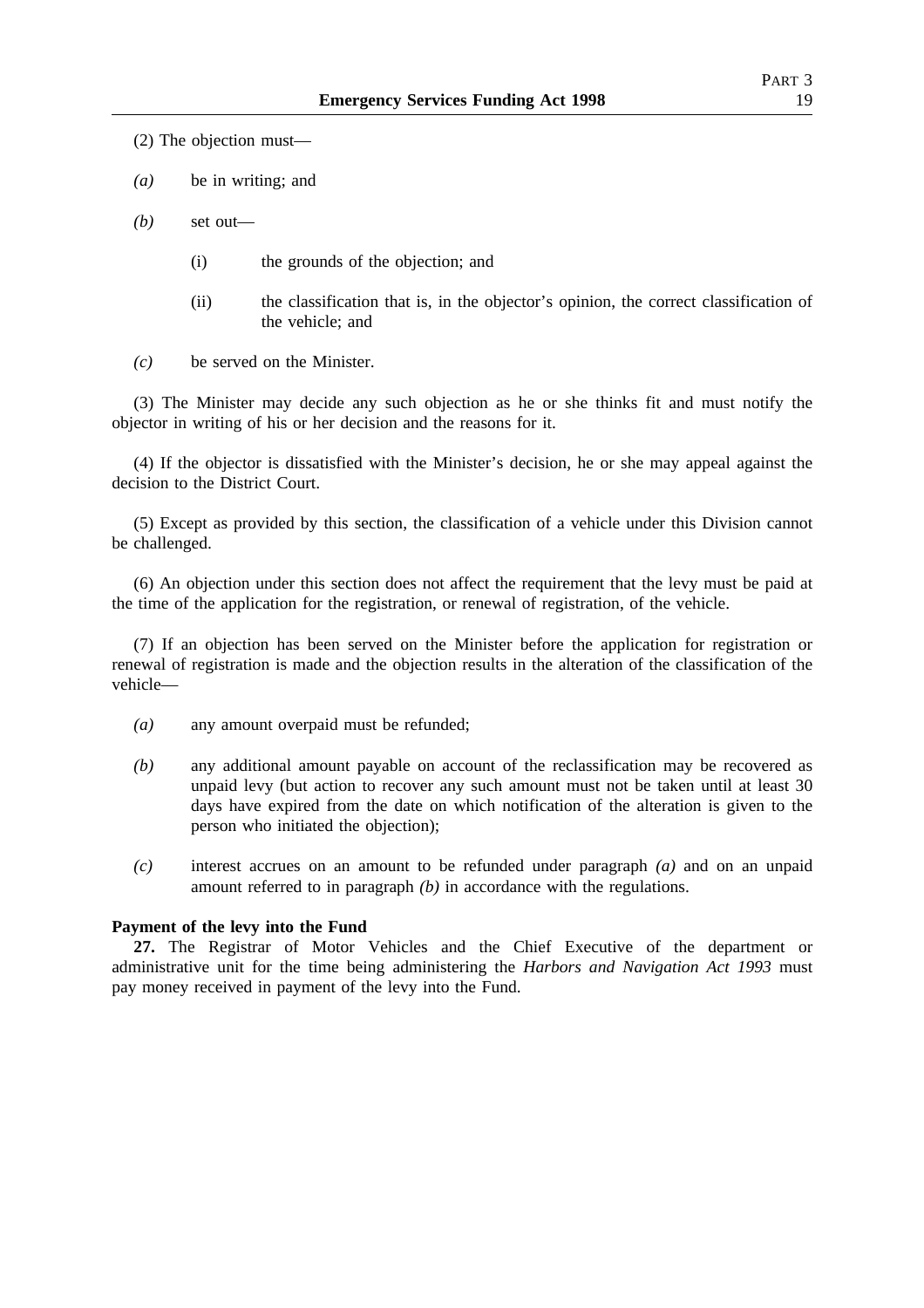(2) The objection must—

*(a)* be in writing; and

*(b)* set out—

(i) the grounds of the objection; and

(ii) the classification that is, in the objector's opinion, the correct classification of the vehicle; and

*(c)* be served on the Minister.

(3) The Minister may decide any such objection as he or she thinks fit and must notify the objector in writing of his or her decision and the reasons for it.

(4) If the objector is dissatisfied with the Minister's decision, he or she may appeal against the decision to the District Court.

(5) Except as provided by this section, the classification of a vehicle under this Division cannot be challenged.

(6) An objection under this section does not affect the requirement that the levy must be paid at the time of the application for the registration, or renewal of registration, of the vehicle.

(7) If an objection has been served on the Minister before the application for registration or renewal of registration is made and the objection results in the alteration of the classification of the vehicle—

*(a)* any amount overpaid must be refunded;

*(b)* any additional amount payable on account of the reclassification may be recovered as unpaid levy (but action to recover any such amount must not be taken until at least 30 days have expired from the date on which notification of the alteration is given to the person who initiated the objection);

*(c)* interest accrues on an amount to be refunded under paragraph *(a)* and on an unpaid amount referred to in paragraph *(b)* in accordance with the regulations.

**Payment of the levy into the Fund**

**27.** The Registrar of Motor Vehicles and the Chief Executive of the department or administrative unit for the time being administering the *Harbors and Navigation Act 1993* must pay money received in payment of the levy into the Fund.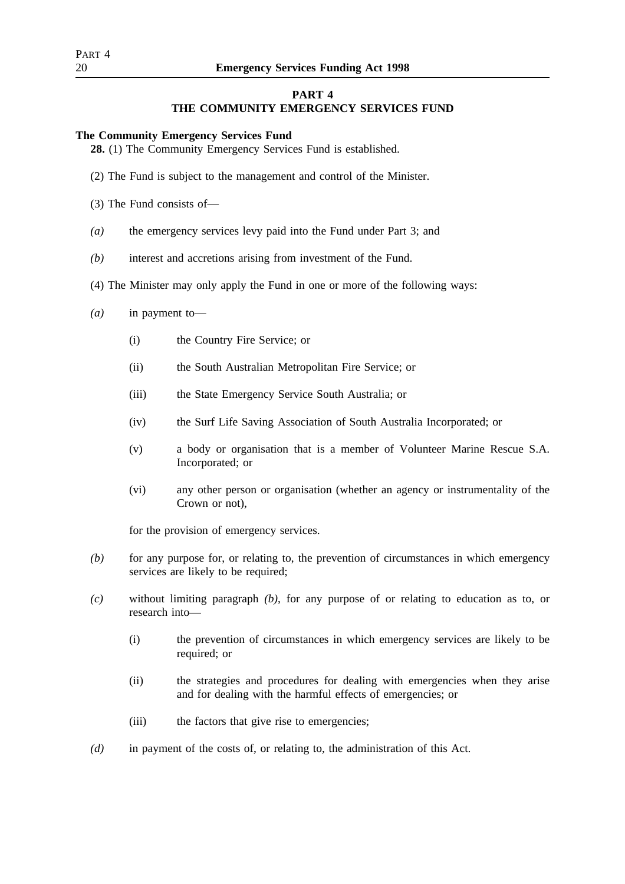## PART 4
## THE COMMUNITY EMERGENCY SERVICES FUND

**The Community Emergency Services Fund**

**28.** (1) The Community Emergency Services Fund is established.

(2) The Fund is subject to the management and control of the Minister.

(3) The Fund consists of—

*(a)* the emergency services levy paid into the Fund under Part 3; and

*(b)* interest and accretions arising from investment of the Fund.

(4) The Minister may only apply the Fund in one or more of the following ways:

*(a)* in payment to—

(i) the Country Fire Service; or

(ii) the South Australian Metropolitan Fire Service; or

(iii) the State Emergency Service South Australia; or

(iv) the Surf Life Saving Association of South Australia Incorporated; or

(v) a body or organisation that is a member of Volunteer Marine Rescue S.A. Incorporated; or

(vi) any other person or organisation (whether an agency or instrumentality of the Crown or not),

for the provision of emergency services.

*(b)* for any purpose for, or relating to, the prevention of circumstances in which emergency services are likely to be required;

*(c)* without limiting paragraph *(b)*, for any purpose of or relating to education as to, or research into—

(i) the prevention of circumstances in which emergency services are likely to be required; or

(ii) the strategies and procedures for dealing with emergencies when they arise and for dealing with the harmful effects of emergencies; or

(iii) the factors that give rise to emergencies;

*(d)* in payment of the costs of, or relating to, the administration of this Act.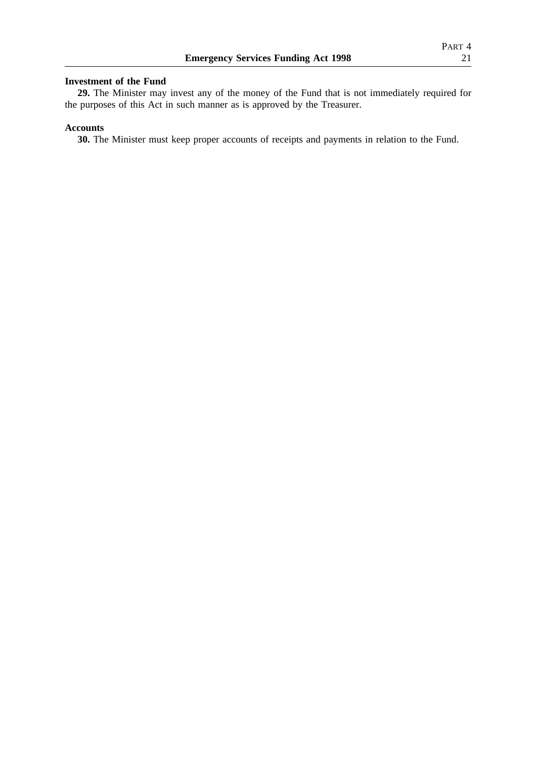**Investment of the Fund**

**29.** The Minister may invest any of the money of the Fund that is not immediately required for the purposes of this Act in such manner as is approved by the Treasurer.

**Accounts**

**30.** The Minister must keep proper accounts of receipts and payments in relation to the Fund.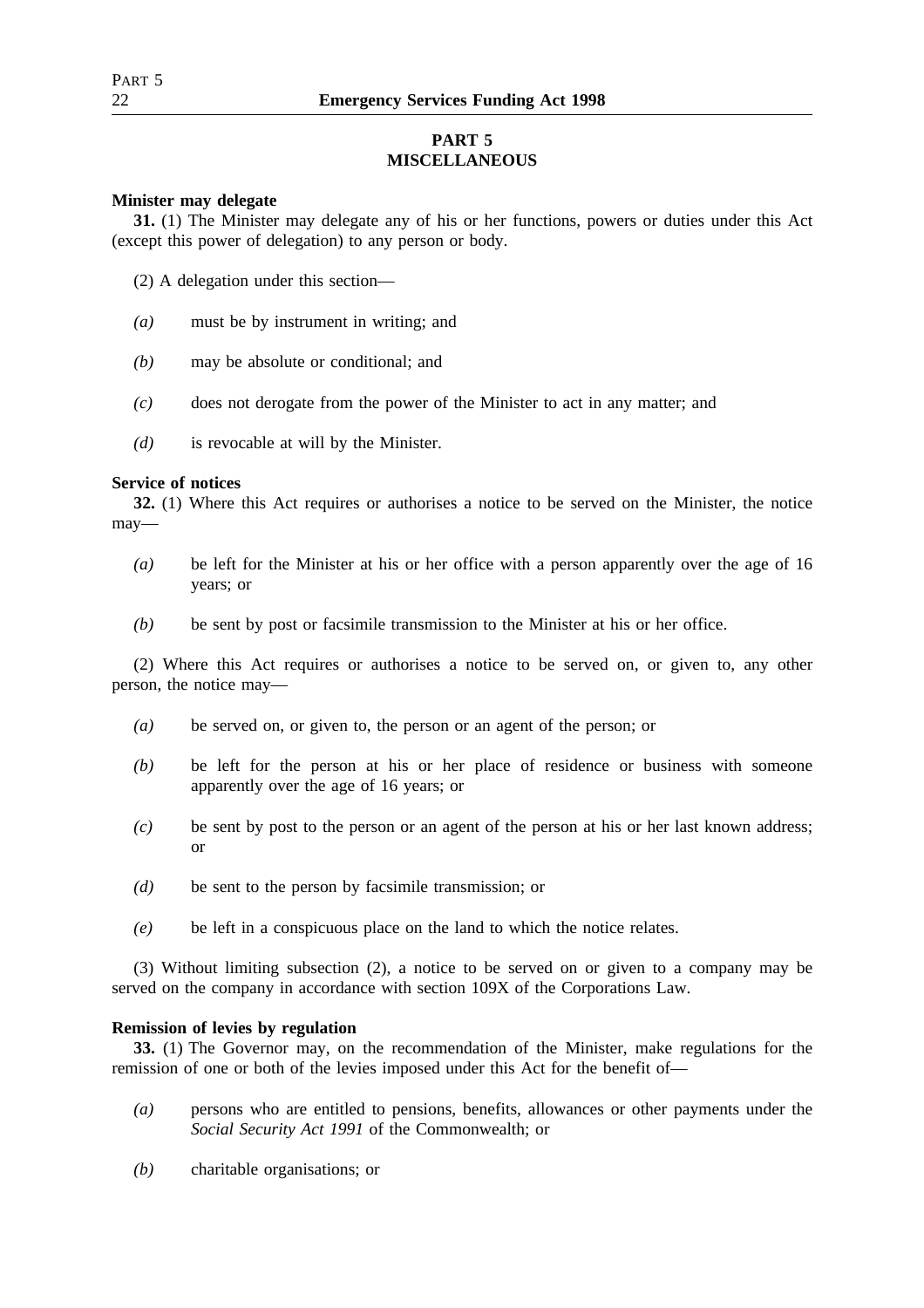## PART 5
## MISCELLANEOUS

**Minister may delegate**

**31.** (1) The Minister may delegate any of his or her functions, powers or duties under this Act (except this power of delegation) to any person or body.

(2) A delegation under this section—

*(a)* must be by instrument in writing; and

*(b)* may be absolute or conditional; and

*(c)* does not derogate from the power of the Minister to act in any matter; and

*(d)* is revocable at will by the Minister.

**Service of notices**

**32.** (1) Where this Act requires or authorises a notice to be served on the Minister, the notice may—

*(a)* be left for the Minister at his or her office with a person apparently over the age of 16 years; or

*(b)* be sent by post or facsimile transmission to the Minister at his or her office.

(2) Where this Act requires or authorises a notice to be served on, or given to, any other person, the notice may—

*(a)* be served on, or given to, the person or an agent of the person; or

*(b)* be left for the person at his or her place of residence or business with someone apparently over the age of 16 years; or

*(c)* be sent by post to the person or an agent of the person at his or her last known address; or

*(d)* be sent to the person by facsimile transmission; or

*(e)* be left in a conspicuous place on the land to which the notice relates.

(3) Without limiting subsection (2), a notice to be served on or given to a company may be served on the company in accordance with section 109X of the Corporations Law.

**Remission of levies by regulation**

**33.** (1) The Governor may, on the recommendation of the Minister, make regulations for the remission of one or both of the levies imposed under this Act for the benefit of—

*(a)* persons who are entitled to pensions, benefits, allowances or other payments under the *Social Security Act 1991* of the Commonwealth; or

*(b)* charitable organisations; or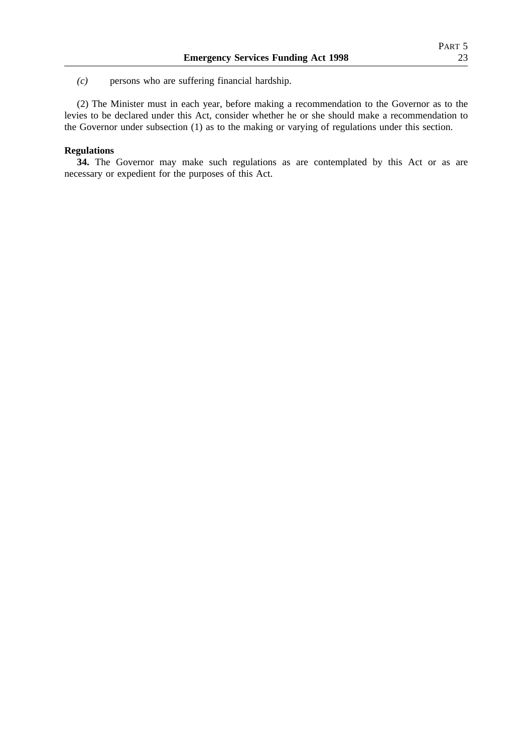*(c)* persons who are suffering financial hardship.

(2) The Minister must in each year, before making a recommendation to the Governor as to the levies to be declared under this Act, consider whether he or she should make a recommendation to the Governor under subsection (1) as to the making or varying of regulations under this section.

**Regulations**

**34.** The Governor may make such regulations as are contemplated by this Act or as are necessary or expedient for the purposes of this Act.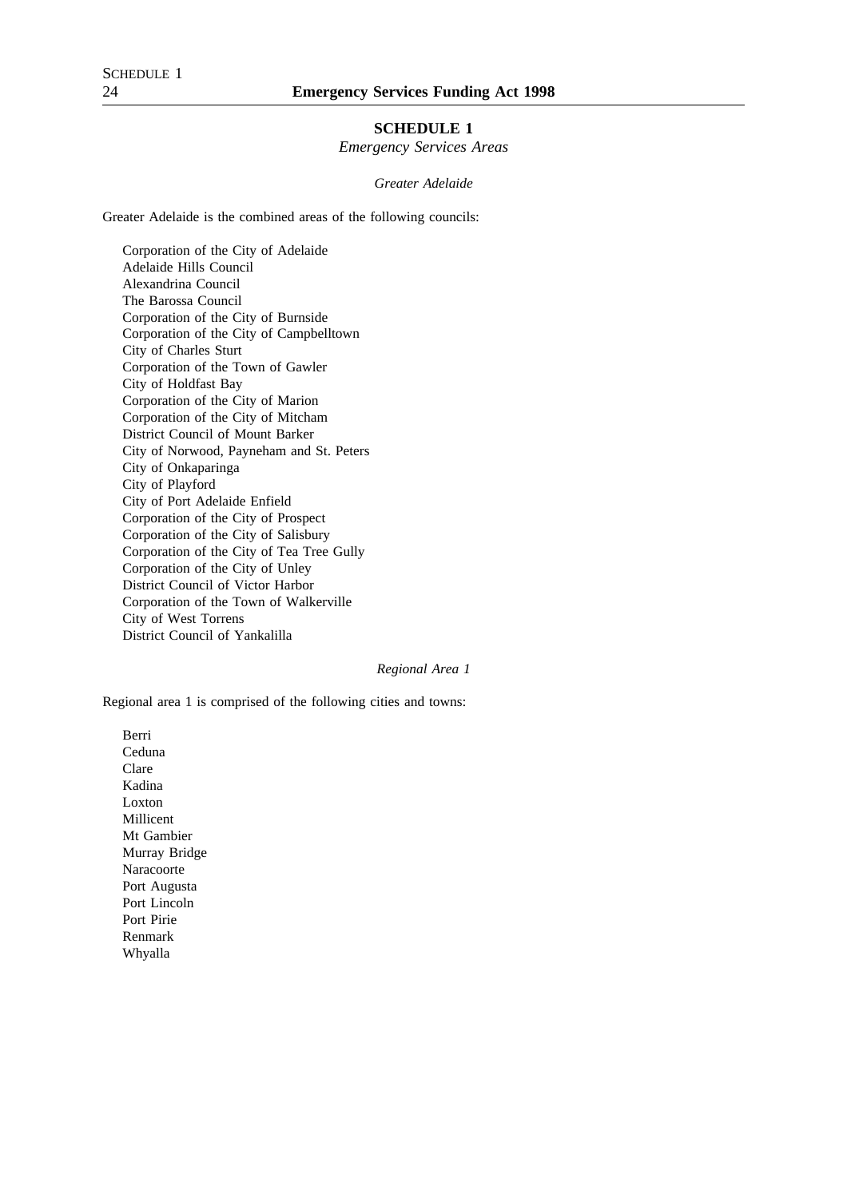## SCHEDULE 1

*Emergency Services Areas*

*Greater Adelaide*

Greater Adelaide is the combined areas of the following councils:

Corporation of the City of Adelaide
Adelaide Hills Council
Alexandrina Council
The Barossa Council
Corporation of the City of Burnside
Corporation of the City of Campbelltown
City of Charles Sturt
Corporation of the Town of Gawler
City of Holdfast Bay
Corporation of the City of Marion
Corporation of the City of Mitcham
District Council of Mount Barker
City of Norwood, Payneham and St. Peters
City of Onkaparinga
City of Playford
City of Port Adelaide Enfield
Corporation of the City of Prospect
Corporation of the City of Salisbury
Corporation of the City of Tea Tree Gully
Corporation of the City of Unley
District Council of Victor Harbor
Corporation of the Town of Walkerville
City of West Torrens
District Council of Yankalilla

*Regional Area 1*

Regional area 1 is comprised of the following cities and towns:

Berri
Ceduna
Clare
Kadina
Loxton
Millicent
Mt Gambier
Murray Bridge
Naracoorte
Port Augusta
Port Lincoln
Port Pirie
Renmark
Whyalla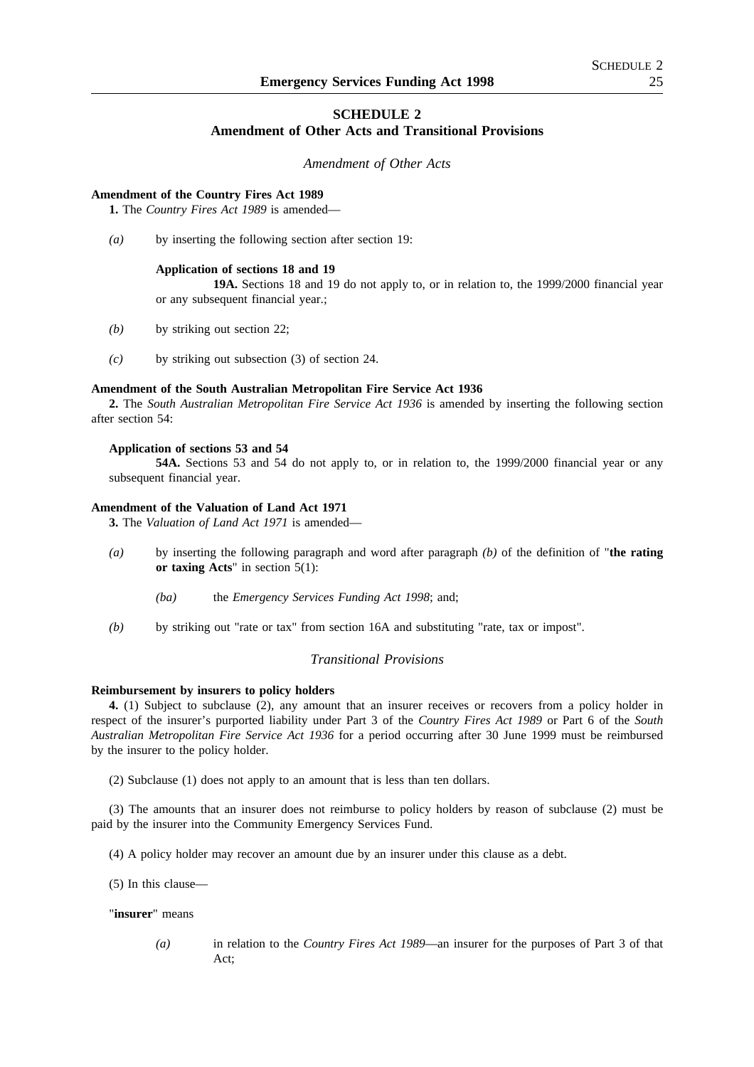## SCHEDULE 2
## Amendment of Other Acts and Transitional Provisions

*Amendment of Other Acts*

**Amendment of the Country Fires Act 1989**

**1.** The *Country Fires Act 1989* is amended—

*(a)* by inserting the following section after section 19:

**Application of sections 18 and 19**

**19A.** Sections 18 and 19 do not apply to, or in relation to, the 1999/2000 financial year or any subsequent financial year.;

*(b)* by striking out section 22;

*(c)* by striking out subsection (3) of section 24.

**Amendment of the South Australian Metropolitan Fire Service Act 1936**

**2.** The *South Australian Metropolitan Fire Service Act 1936* is amended by inserting the following section after section 54:

**Application of sections 53 and 54**

**54A.** Sections 53 and 54 do not apply to, or in relation to, the 1999/2000 financial year or any subsequent financial year.

**Amendment of the Valuation of Land Act 1971**

**3.** The *Valuation of Land Act 1971* is amended—

*(a)* by inserting the following paragraph and word after paragraph *(b)* of the definition of "**the rating or taxing Acts**" in section 5(1):

*(ba)* the *Emergency Services Funding Act 1998*; and;

*(b)* by striking out "rate or tax" from section 16A and substituting "rate, tax or impost".

*Transitional Provisions*

**Reimbursement by insurers to policy holders**

**4.** (1) Subject to subclause (2), any amount that an insurer receives or recovers from a policy holder in respect of the insurer's purported liability under Part 3 of the *Country Fires Act 1989* or Part 6 of the *South Australian Metropolitan Fire Service Act 1936* for a period occurring after 30 June 1999 must be reimbursed by the insurer to the policy holder.

(2) Subclause (1) does not apply to an amount that is less than ten dollars.

(3) The amounts that an insurer does not reimburse to policy holders by reason of subclause (2) must be paid by the insurer into the Community Emergency Services Fund.

(4) A policy holder may recover an amount due by an insurer under this clause as a debt.

(5) In this clause—

"**insurer**" means

*(a)* in relation to the *Country Fires Act 1989*—an insurer for the purposes of Part 3 of that Act;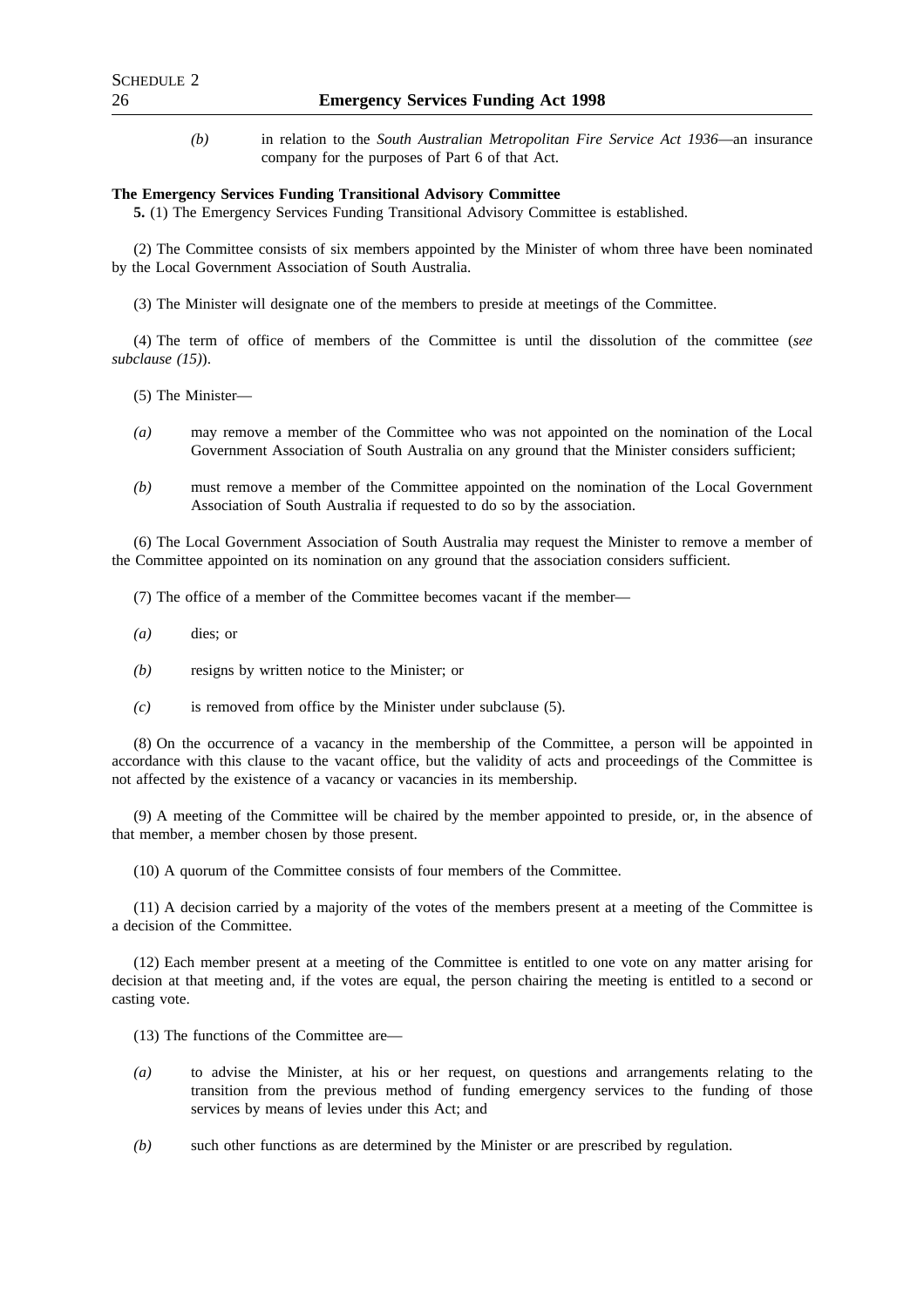*(b)* in relation to the *South Australian Metropolitan Fire Service Act 1936*—an insurance company for the purposes of Part 6 of that Act.

**The Emergency Services Funding Transitional Advisory Committee**

**5.** (1) The Emergency Services Funding Transitional Advisory Committee is established.

(2) The Committee consists of six members appointed by the Minister of whom three have been nominated by the Local Government Association of South Australia.

(3) The Minister will designate one of the members to preside at meetings of the Committee.

(4) The term of office of members of the Committee is until the dissolution of the committee (*see subclause (15)*).

(5) The Minister—

*(a)* may remove a member of the Committee who was not appointed on the nomination of the Local Government Association of South Australia on any ground that the Minister considers sufficient;

*(b)* must remove a member of the Committee appointed on the nomination of the Local Government Association of South Australia if requested to do so by the association.

(6) The Local Government Association of South Australia may request the Minister to remove a member of the Committee appointed on its nomination on any ground that the association considers sufficient.

(7) The office of a member of the Committee becomes vacant if the member—

*(a)* dies; or

*(b)* resigns by written notice to the Minister; or

*(c)* is removed from office by the Minister under subclause (5).

(8) On the occurrence of a vacancy in the membership of the Committee, a person will be appointed in accordance with this clause to the vacant office, but the validity of acts and proceedings of the Committee is not affected by the existence of a vacancy or vacancies in its membership.

(9) A meeting of the Committee will be chaired by the member appointed to preside, or, in the absence of that member, a member chosen by those present.

(10) A quorum of the Committee consists of four members of the Committee.

(11) A decision carried by a majority of the votes of the members present at a meeting of the Committee is a decision of the Committee.

(12) Each member present at a meeting of the Committee is entitled to one vote on any matter arising for decision at that meeting and, if the votes are equal, the person chairing the meeting is entitled to a second or casting vote.

(13) The functions of the Committee are—

*(a)* to advise the Minister, at his or her request, on questions and arrangements relating to the transition from the previous method of funding emergency services to the funding of those services by means of levies under this Act; and

*(b)* such other functions as are determined by the Minister or are prescribed by regulation.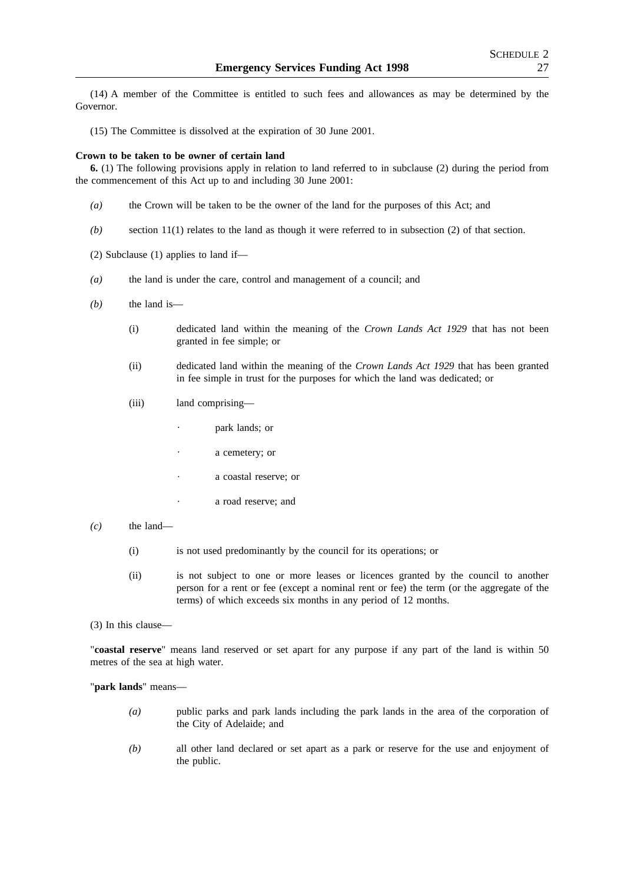(14) A member of the Committee is entitled to such fees and allowances as may be determined by the Governor.

(15) The Committee is dissolved at the expiration of 30 June 2001.

**Crown to be taken to be owner of certain land**

**6.** (1) The following provisions apply in relation to land referred to in subclause (2) during the period from the commencement of this Act up to and including 30 June 2001:

*(a)* the Crown will be taken to be the owner of the land for the purposes of this Act; and

*(b)* section 11(1) relates to the land as though it were referred to in subsection (2) of that section.

(2) Subclause (1) applies to land if—

*(a)* the land is under the care, control and management of a council; and

*(b)* the land is—

(i) dedicated land within the meaning of the *Crown Lands Act 1929* that has not been granted in fee simple; or

(ii) dedicated land within the meaning of the *Crown Lands Act 1929* that has been granted in fee simple in trust for the purposes for which the land was dedicated; or

(iii) land comprising—

- park lands; or
- a cemetery; or
- a coastal reserve; or
- a road reserve; and

*(c)* the land—

(i) is not used predominantly by the council for its operations; or

(ii) is not subject to one or more leases or licences granted by the council to another person for a rent or fee (except a nominal rent or fee) the term (or the aggregate of the terms) of which exceeds six months in any period of 12 months.

(3) In this clause—

"**coastal reserve**" means land reserved or set apart for any purpose if any part of the land is within 50 metres of the sea at high water.

"**park lands**" means—

*(a)* public parks and park lands including the park lands in the area of the corporation of the City of Adelaide; and

*(b)* all other land declared or set apart as a park or reserve for the use and enjoyment of the public.